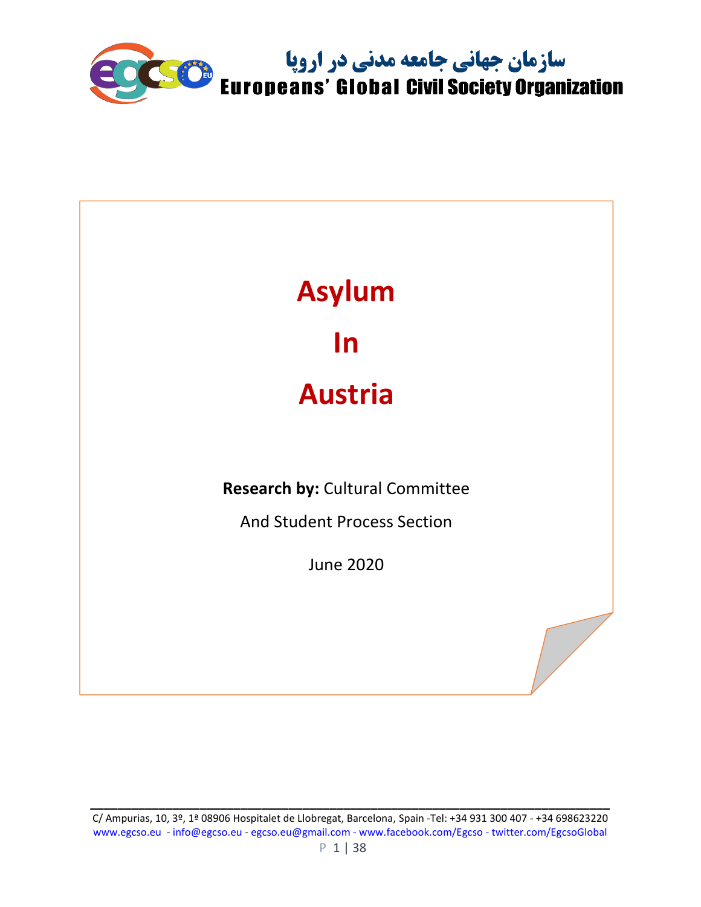سازمان جهانی جامعه مدنی در اروپا
Europeans' Global Civil Society Organization

# Asylum

# In

# Austria

**Research by:** Cultural Committee

And Student Process Section

June 2020

C/ Ampurias, 10, 3º, 1ª 08906 Hospitalet de Llobregat, Barcelona, Spain -Tel: +34 931 300 407 - +34 698623220
www.egcso.eu - info@egcso.eu - egcso.eu@gmail.com - www.facebook.com/Egcso - twitter.com/EgcsoGlobal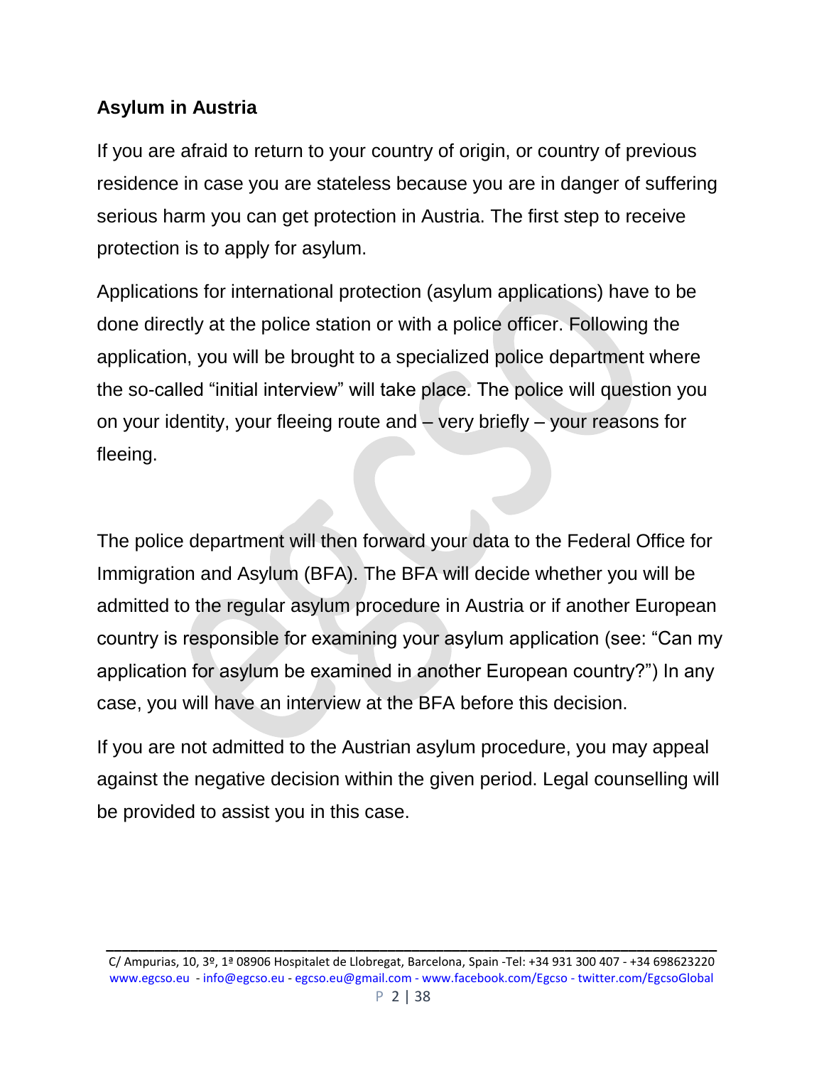## Asylum in Austria

If you are afraid to return to your country of origin, or country of previous residence in case you are stateless because you are in danger of suffering serious harm you can get protection in Austria. The first step to receive protection is to apply for asylum.

Applications for international protection (asylum applications) have to be done directly at the police station or with a police officer. Following the application, you will be brought to a specialized police department where the so-called "initial interview" will take place. The police will question you on your identity, your fleeing route and – very briefly – your reasons for fleeing.

The police department will then forward your data to the Federal Office for Immigration and Asylum (BFA). The BFA will decide whether you will be admitted to the regular asylum procedure in Austria or if another European country is responsible for examining your asylum application (see: "Can my application for asylum be examined in another European country?") In any case, you will have an interview at the BFA before this decision.

If you are not admitted to the Austrian asylum procedure, you may appeal against the negative decision within the given period. Legal counselling will be provided to assist you in this case.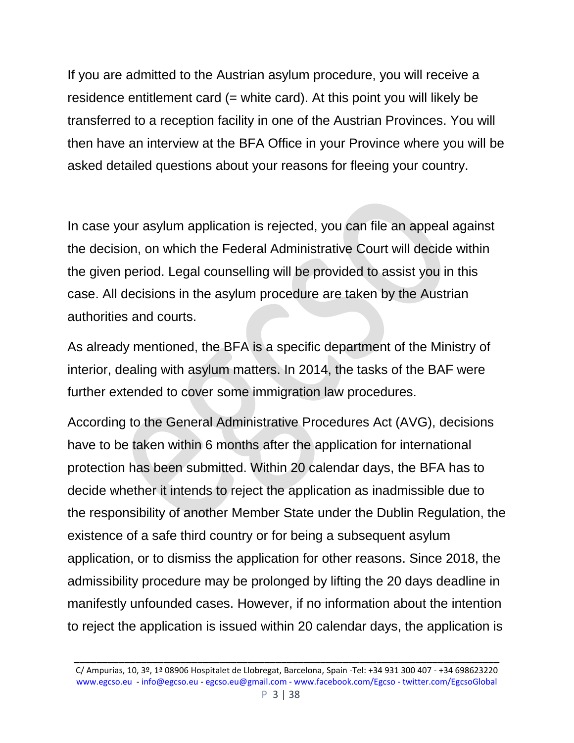If you are admitted to the Austrian asylum procedure, you will receive a residence entitlement card (= white card). At this point you will likely be transferred to a reception facility in one of the Austrian Provinces. You will then have an interview at the BFA Office in your Province where you will be asked detailed questions about your reasons for fleeing your country.

In case your asylum application is rejected, you can file an appeal against the decision, on which the Federal Administrative Court will decide within the given period. Legal counselling will be provided to assist you in this case. All decisions in the asylum procedure are taken by the Austrian authorities and courts.

As already mentioned, the BFA is a specific department of the Ministry of interior, dealing with asylum matters. In 2014, the tasks of the BAF were further extended to cover some immigration law procedures.

According to the General Administrative Procedures Act (AVG), decisions have to be taken within 6 months after the application for international protection has been submitted. Within 20 calendar days, the BFA has to decide whether it intends to reject the application as inadmissible due to the responsibility of another Member State under the Dublin Regulation, the existence of a safe third country or for being a subsequent asylum application, or to dismiss the application for other reasons. Since 2018, the admissibility procedure may be prolonged by lifting the 20 days deadline in manifestly unfounded cases. However, if no information about the intention to reject the application is issued within 20 calendar days, the application is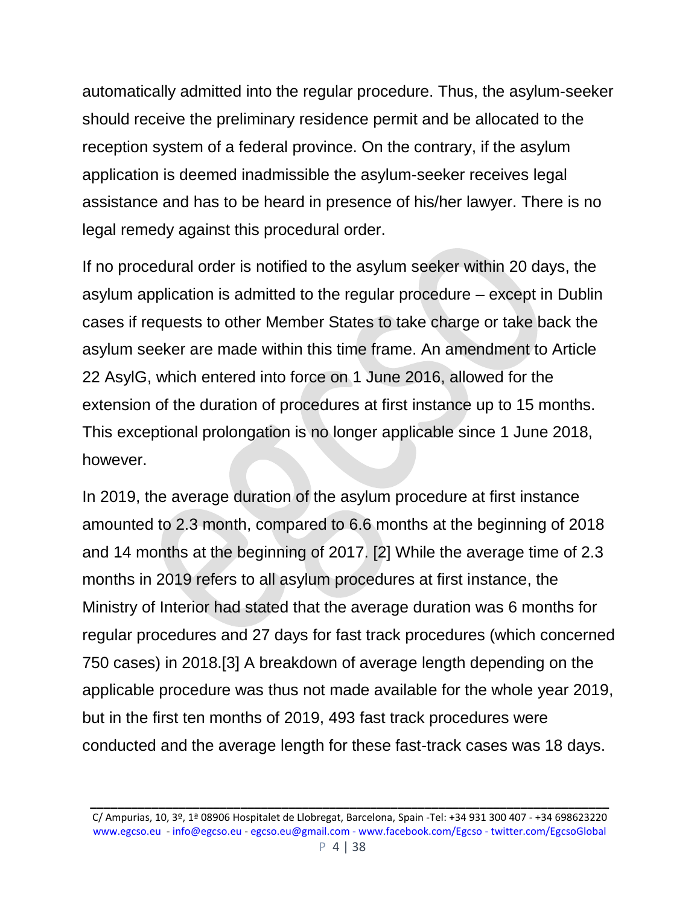automatically admitted into the regular procedure. Thus, the asylum-seeker should receive the preliminary residence permit and be allocated to the reception system of a federal province. On the contrary, if the asylum application is deemed inadmissible the asylum-seeker receives legal assistance and has to be heard in presence of his/her lawyer. There is no legal remedy against this procedural order.

If no procedural order is notified to the asylum seeker within 20 days, the asylum application is admitted to the regular procedure – except in Dublin cases if requests to other Member States to take charge or take back the asylum seeker are made within this time frame. An amendment to Article 22 AsylG, which entered into force on 1 June 2016, allowed for the extension of the duration of procedures at first instance up to 15 months. This exceptional prolongation is no longer applicable since 1 June 2018, however.

In 2019, the average duration of the asylum procedure at first instance amounted to 2.3 month, compared to 6.6 months at the beginning of 2018 and 14 months at the beginning of 2017. [2] While the average time of 2.3 months in 2019 refers to all asylum procedures at first instance, the Ministry of Interior had stated that the average duration was 6 months for regular procedures and 27 days for fast track procedures (which concerned 750 cases) in 2018.[3] A breakdown of average length depending on the applicable procedure was thus not made available for the whole year 2019, but in the first ten months of 2019, 493 fast track procedures were conducted and the average length for these fast-track cases was 18 days.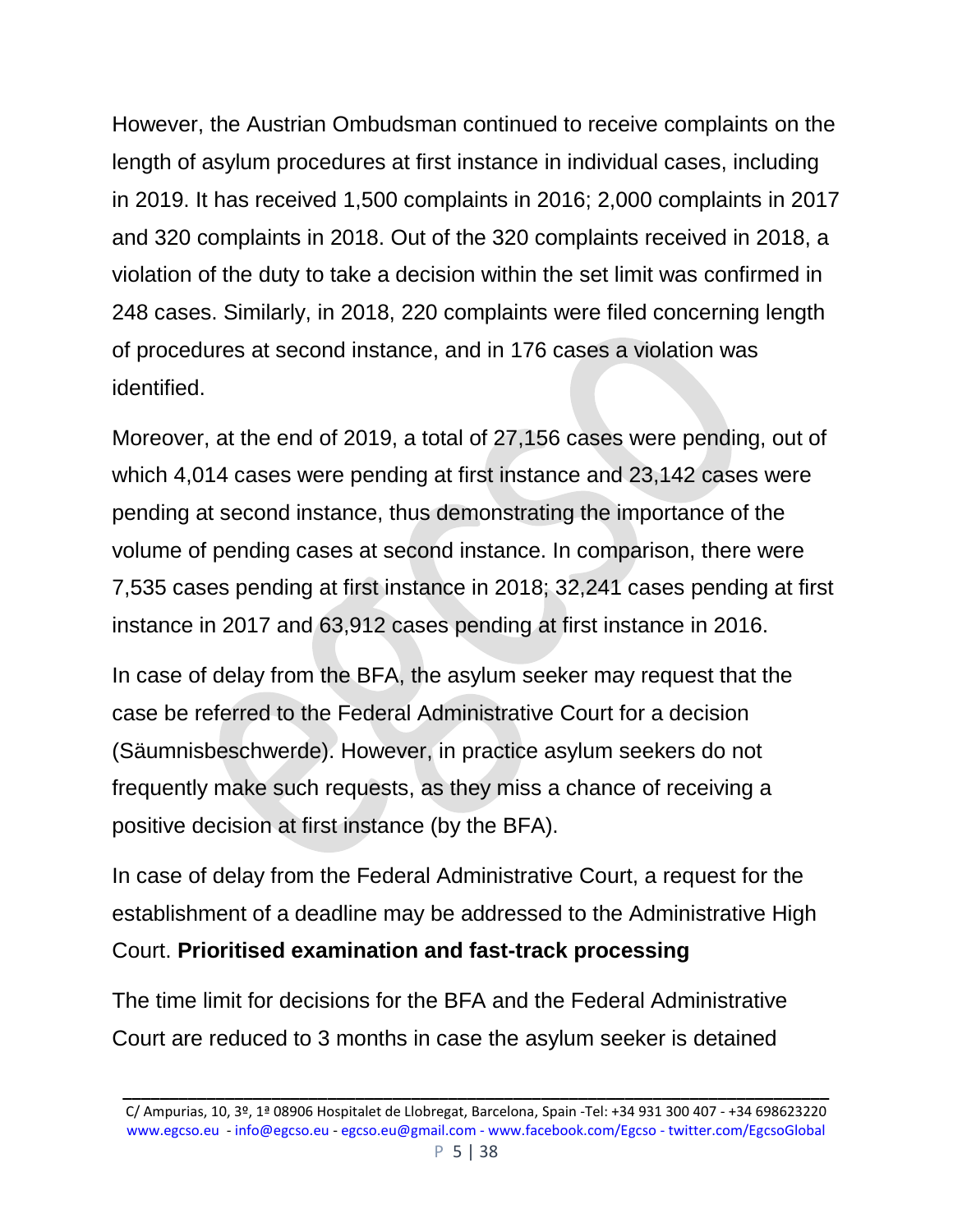However, the Austrian Ombudsman continued to receive complaints on the length of asylum procedures at first instance in individual cases, including in 2019. It has received 1,500 complaints in 2016; 2,000 complaints in 2017 and 320 complaints in 2018. Out of the 320 complaints received in 2018, a violation of the duty to take a decision within the set limit was confirmed in 248 cases. Similarly, in 2018, 220 complaints were filed concerning length of procedures at second instance, and in 176 cases a violation was identified.

Moreover, at the end of 2019, a total of 27,156 cases were pending, out of which 4,014 cases were pending at first instance and 23,142 cases were pending at second instance, thus demonstrating the importance of the volume of pending cases at second instance. In comparison, there were 7,535 cases pending at first instance in 2018; 32,241 cases pending at first instance in 2017 and 63,912 cases pending at first instance in 2016.

In case of delay from the BFA, the asylum seeker may request that the case be referred to the Federal Administrative Court for a decision (Säumnisbeschwerde). However, in practice asylum seekers do not frequently make such requests, as they miss a chance of receiving a positive decision at first instance (by the BFA).

In case of delay from the Federal Administrative Court, a request for the establishment of a deadline may be addressed to the Administrative High Court.

**Prioritised examination and fast-track processing**

The time limit for decisions for the BFA and the Federal Administrative Court are reduced to 3 months in case the asylum seeker is detained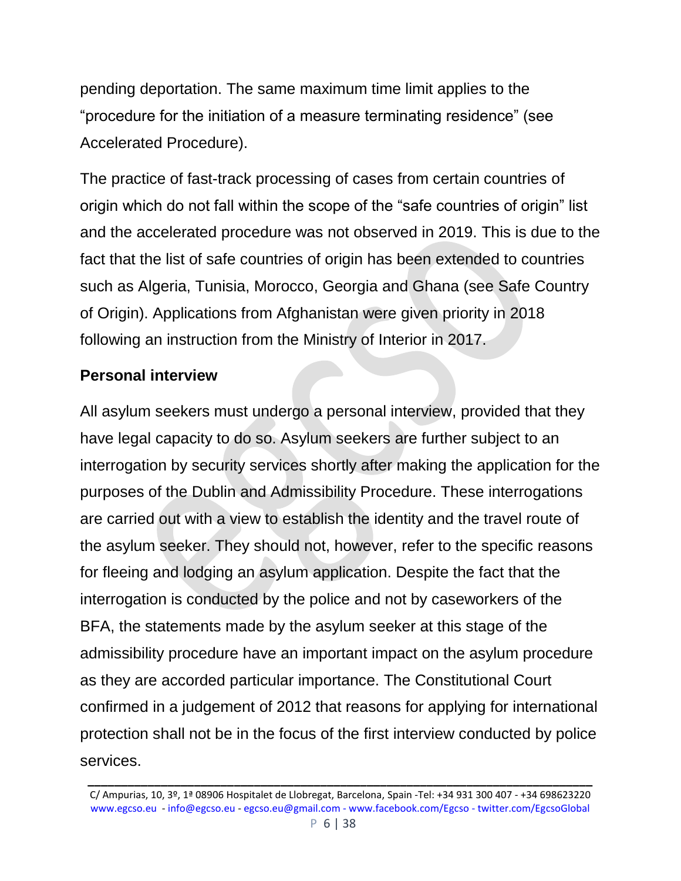pending deportation. The same maximum time limit applies to the "procedure for the initiation of a measure terminating residence" (see Accelerated Procedure).

The practice of fast-track processing of cases from certain countries of origin which do not fall within the scope of the "safe countries of origin" list and the accelerated procedure was not observed in 2019. This is due to the fact that the list of safe countries of origin has been extended to countries such as Algeria, Tunisia, Morocco, Georgia and Ghana (see Safe Country of Origin). Applications from Afghanistan were given priority in 2018 following an instruction from the Ministry of Interior in 2017.

**Personal interview**

All asylum seekers must undergo a personal interview, provided that they have legal capacity to do so. Asylum seekers are further subject to an interrogation by security services shortly after making the application for the purposes of the Dublin and Admissibility Procedure. These interrogations are carried out with a view to establish the identity and the travel route of the asylum seeker. They should not, however, refer to the specific reasons for fleeing and lodging an asylum application. Despite the fact that the interrogation is conducted by the police and not by caseworkers of the BFA, the statements made by the asylum seeker at this stage of the admissibility procedure have an important impact on the asylum procedure as they are accorded particular importance. The Constitutional Court confirmed in a judgement of 2012 that reasons for applying for international protection shall not be in the focus of the first interview conducted by police services.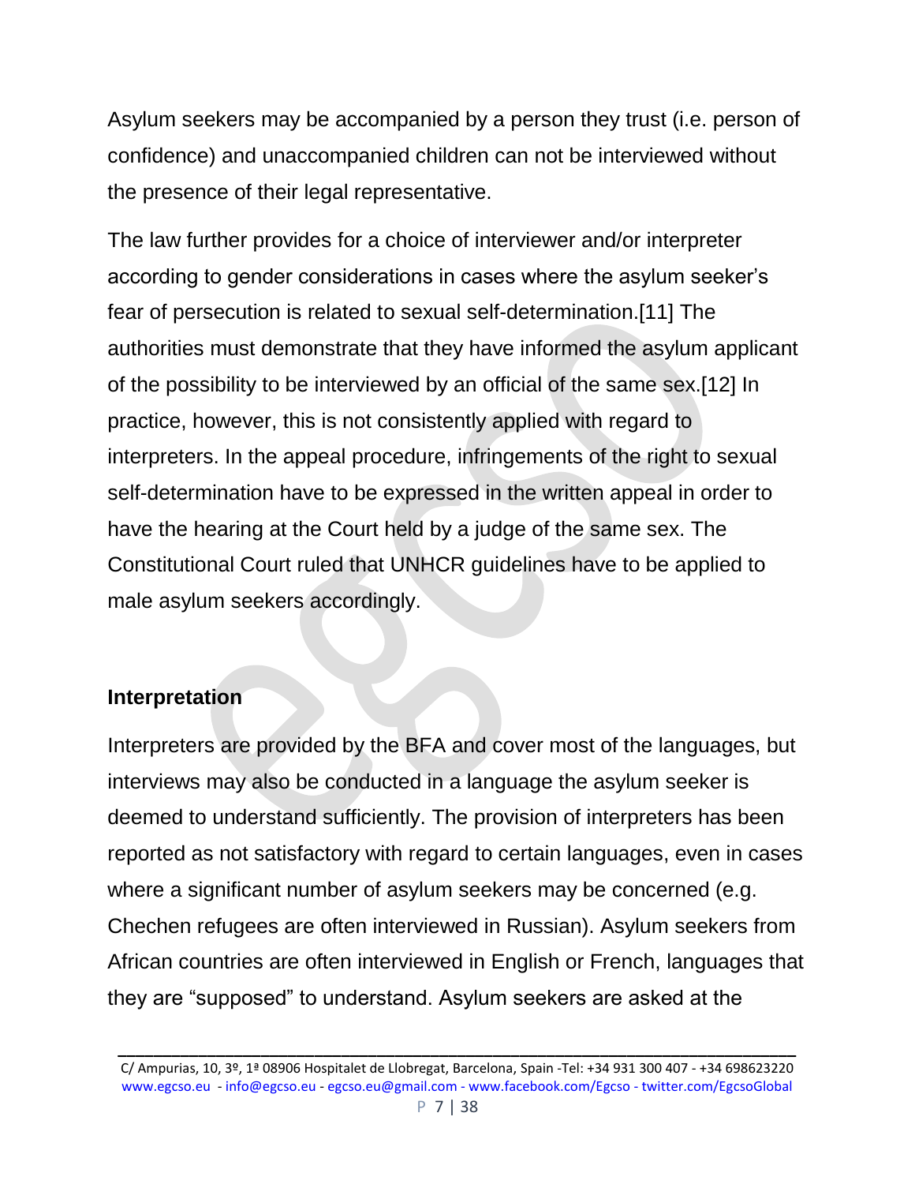Asylum seekers may be accompanied by a person they trust (i.e. person of confidence) and unaccompanied children can not be interviewed without the presence of their legal representative.

The law further provides for a choice of interviewer and/or interpreter according to gender considerations in cases where the asylum seeker's fear of persecution is related to sexual self-determination.[11] The authorities must demonstrate that they have informed the asylum applicant of the possibility to be interviewed by an official of the same sex.[12] In practice, however, this is not consistently applied with regard to interpreters. In the appeal procedure, infringements of the right to sexual self-determination have to be expressed in the written appeal in order to have the hearing at the Court held by a judge of the same sex. The Constitutional Court ruled that UNHCR guidelines have to be applied to male asylum seekers accordingly.

**Interpretation**

Interpreters are provided by the BFA and cover most of the languages, but interviews may also be conducted in a language the asylum seeker is deemed to understand sufficiently. The provision of interpreters has been reported as not satisfactory with regard to certain languages, even in cases where a significant number of asylum seekers may be concerned (e.g. Chechen refugees are often interviewed in Russian). Asylum seekers from African countries are often interviewed in English or French, languages that they are "supposed" to understand. Asylum seekers are asked at the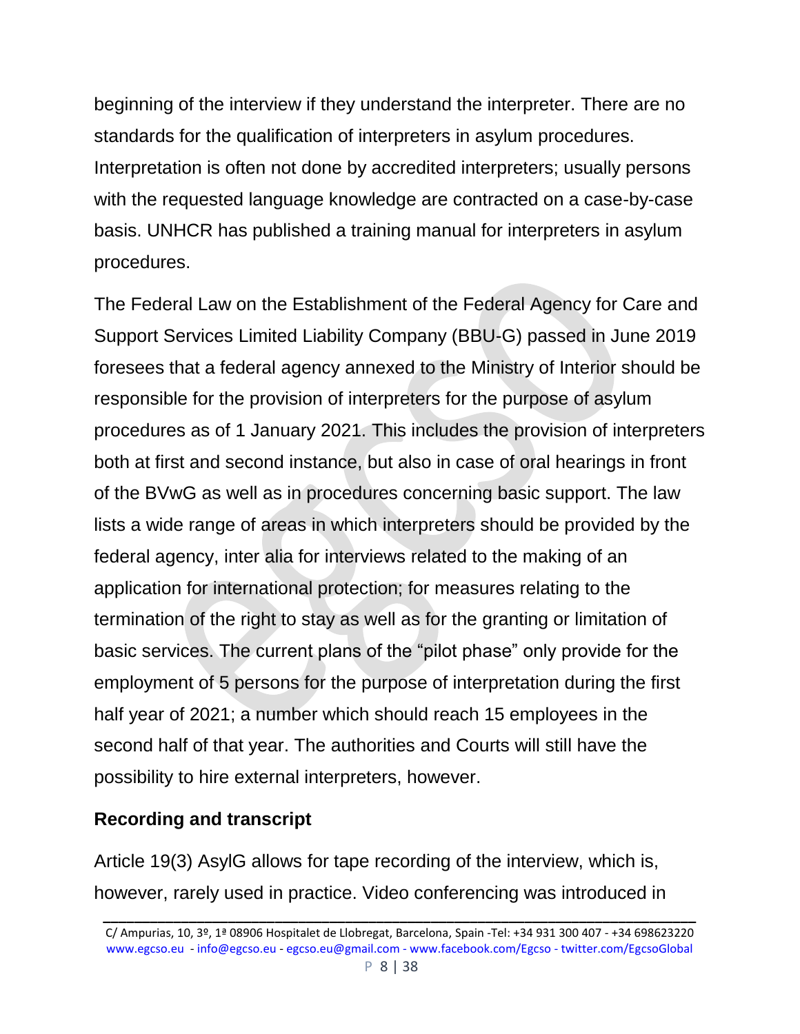beginning of the interview if they understand the interpreter. There are no standards for the qualification of interpreters in asylum procedures. Interpretation is often not done by accredited interpreters; usually persons with the requested language knowledge are contracted on a case-by-case basis. UNHCR has published a training manual for interpreters in asylum procedures.

The Federal Law on the Establishment of the Federal Agency for Care and Support Services Limited Liability Company (BBU-G) passed in June 2019 foresees that a federal agency annexed to the Ministry of Interior should be responsible for the provision of interpreters for the purpose of asylum procedures as of 1 January 2021. This includes the provision of interpreters both at first and second instance, but also in case of oral hearings in front of the BVwG as well as in procedures concerning basic support. The law lists a wide range of areas in which interpreters should be provided by the federal agency, inter alia for interviews related to the making of an application for international protection; for measures relating to the termination of the right to stay as well as for the granting or limitation of basic services. The current plans of the "pilot phase" only provide for the employment of 5 persons for the purpose of interpretation during the first half year of 2021; a number which should reach 15 employees in the second half of that year. The authorities and Courts will still have the possibility to hire external interpreters, however.

### Recording and transcript

Article 19(3) AsylG allows for tape recording of the interview, which is, however, rarely used in practice. Video conferencing was introduced in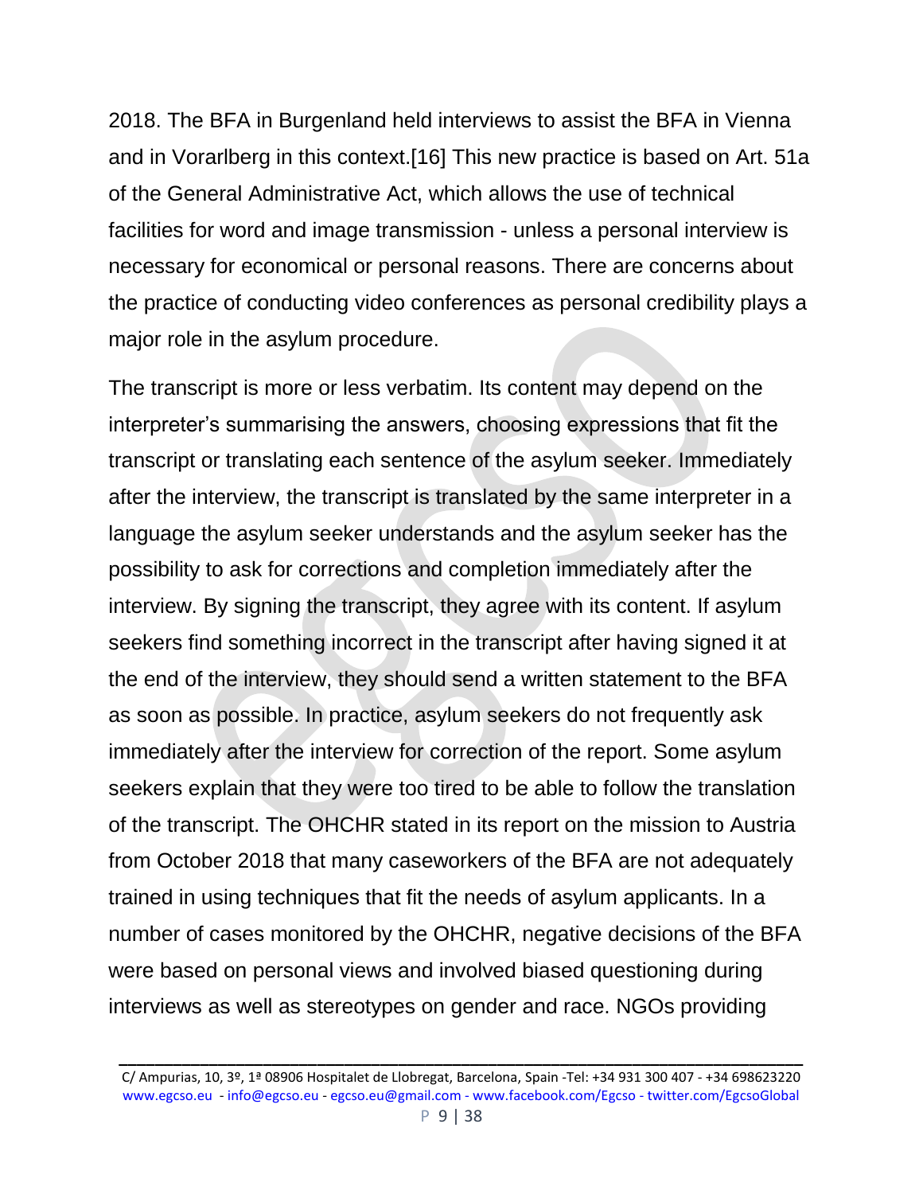2018. The BFA in Burgenland held interviews to assist the BFA in Vienna and in Vorarlberg in this context.[16] This new practice is based on Art. 51a of the General Administrative Act, which allows the use of technical facilities for word and image transmission - unless a personal interview is necessary for economical or personal reasons. There are concerns about the practice of conducting video conferences as personal credibility plays a major role in the asylum procedure.

The transcript is more or less verbatim. Its content may depend on the interpreter's summarising the answers, choosing expressions that fit the transcript or translating each sentence of the asylum seeker. Immediately after the interview, the transcript is translated by the same interpreter in a language the asylum seeker understands and the asylum seeker has the possibility to ask for corrections and completion immediately after the interview. By signing the transcript, they agree with its content. If asylum seekers find something incorrect in the transcript after having signed it at the end of the interview, they should send a written statement to the BFA as soon as possible. In practice, asylum seekers do not frequently ask immediately after the interview for correction of the report. Some asylum seekers explain that they were too tired to be able to follow the translation of the transcript. The OHCHR stated in its report on the mission to Austria from October 2018 that many caseworkers of the BFA are not adequately trained in using techniques that fit the needs of asylum applicants. In a number of cases monitored by the OHCHR, negative decisions of the BFA were based on personal views and involved biased questioning during interviews as well as stereotypes on gender and race. NGOs providing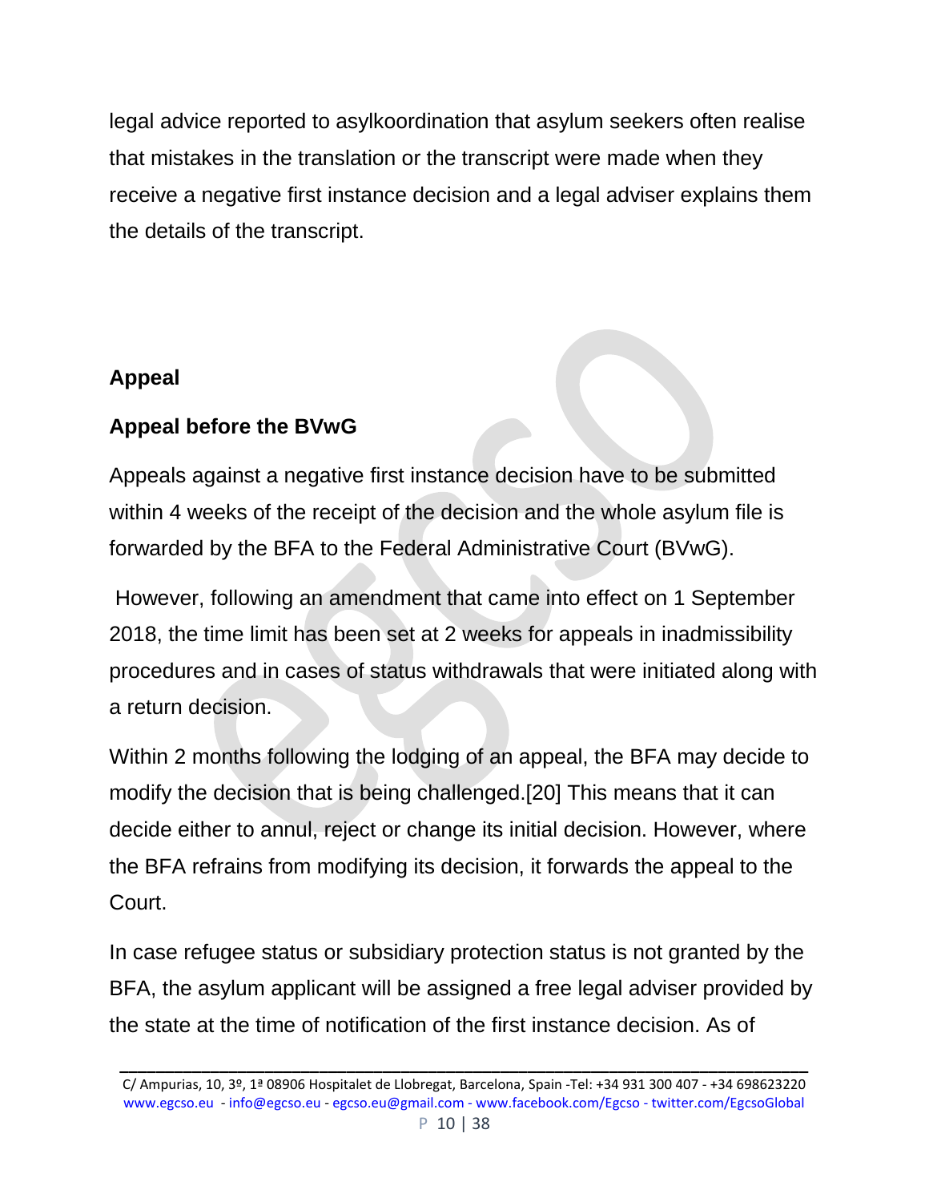legal advice reported to asylkoordination that asylum seekers often realise that mistakes in the translation or the transcript were made when they receive a negative first instance decision and a legal adviser explains them the details of the transcript.

## Appeal

### Appeal before the BVwG

Appeals against a negative first instance decision have to be submitted within 4 weeks of the receipt of the decision and the whole asylum file is forwarded by the BFA to the Federal Administrative Court (BVwG).

However, following an amendment that came into effect on 1 September 2018, the time limit has been set at 2 weeks for appeals in inadmissibility procedures and in cases of status withdrawals that were initiated along with a return decision.

Within 2 months following the lodging of an appeal, the BFA may decide to modify the decision that is being challenged.[20] This means that it can decide either to annul, reject or change its initial decision. However, where the BFA refrains from modifying its decision, it forwards the appeal to the Court.

In case refugee status or subsidiary protection status is not granted by the BFA, the asylum applicant will be assigned a free legal adviser provided by the state at the time of notification of the first instance decision. As of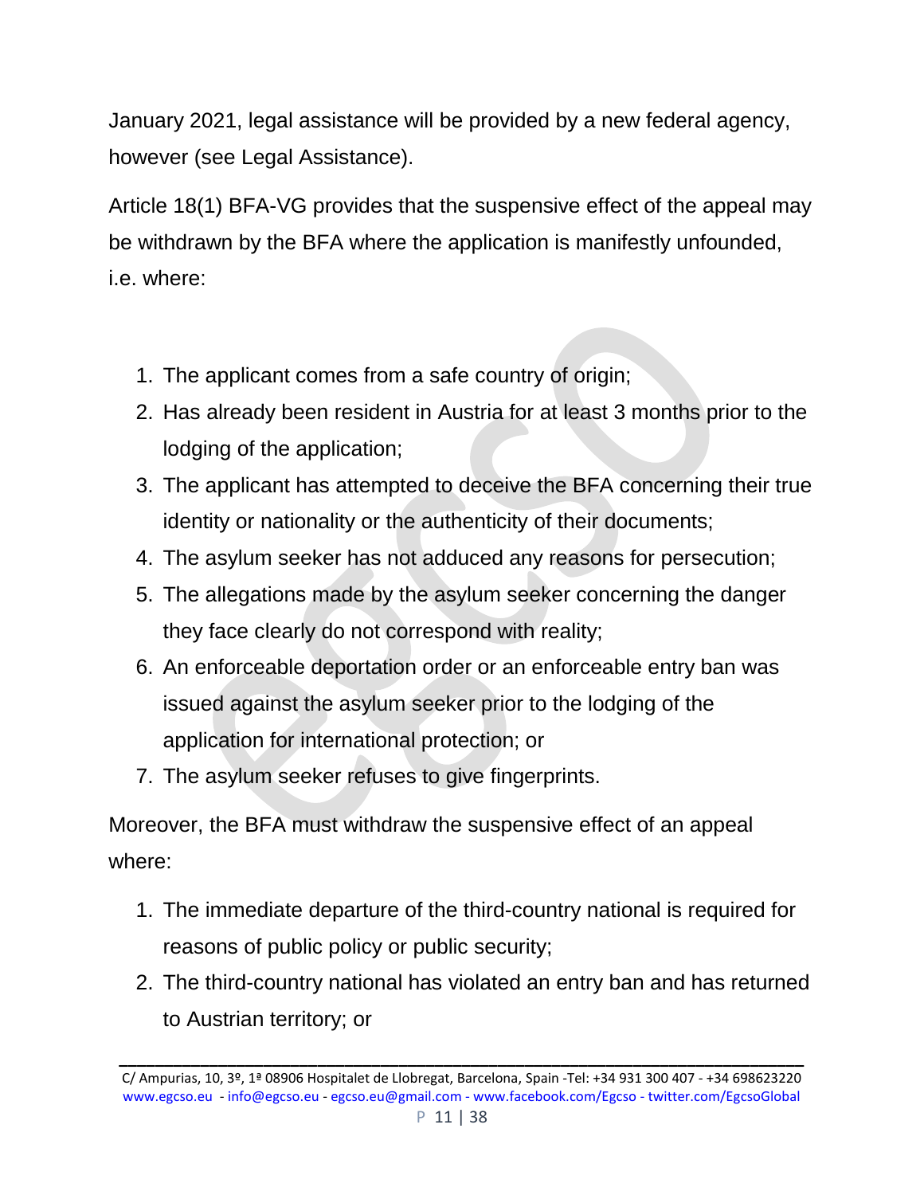January 2021, legal assistance will be provided by a new federal agency, however (see Legal Assistance).

Article 18(1) BFA-VG provides that the suspensive effect of the appeal may be withdrawn by the BFA where the application is manifestly unfounded, i.e. where:

1. The applicant comes from a safe country of origin;
2. Has already been resident in Austria for at least 3 months prior to the lodging of the application;
3. The applicant has attempted to deceive the BFA concerning their true identity or nationality or the authenticity of their documents;
4. The asylum seeker has not adduced any reasons for persecution;
5. The allegations made by the asylum seeker concerning the danger they face clearly do not correspond with reality;
6. An enforceable deportation order or an enforceable entry ban was issued against the asylum seeker prior to the lodging of the application for international protection; or
7. The asylum seeker refuses to give fingerprints.

Moreover, the BFA must withdraw the suspensive effect of an appeal where:

1. The immediate departure of the third-country national is required for reasons of public policy or public security;
2. The third-country national has violated an entry ban and has returned to Austrian territory; or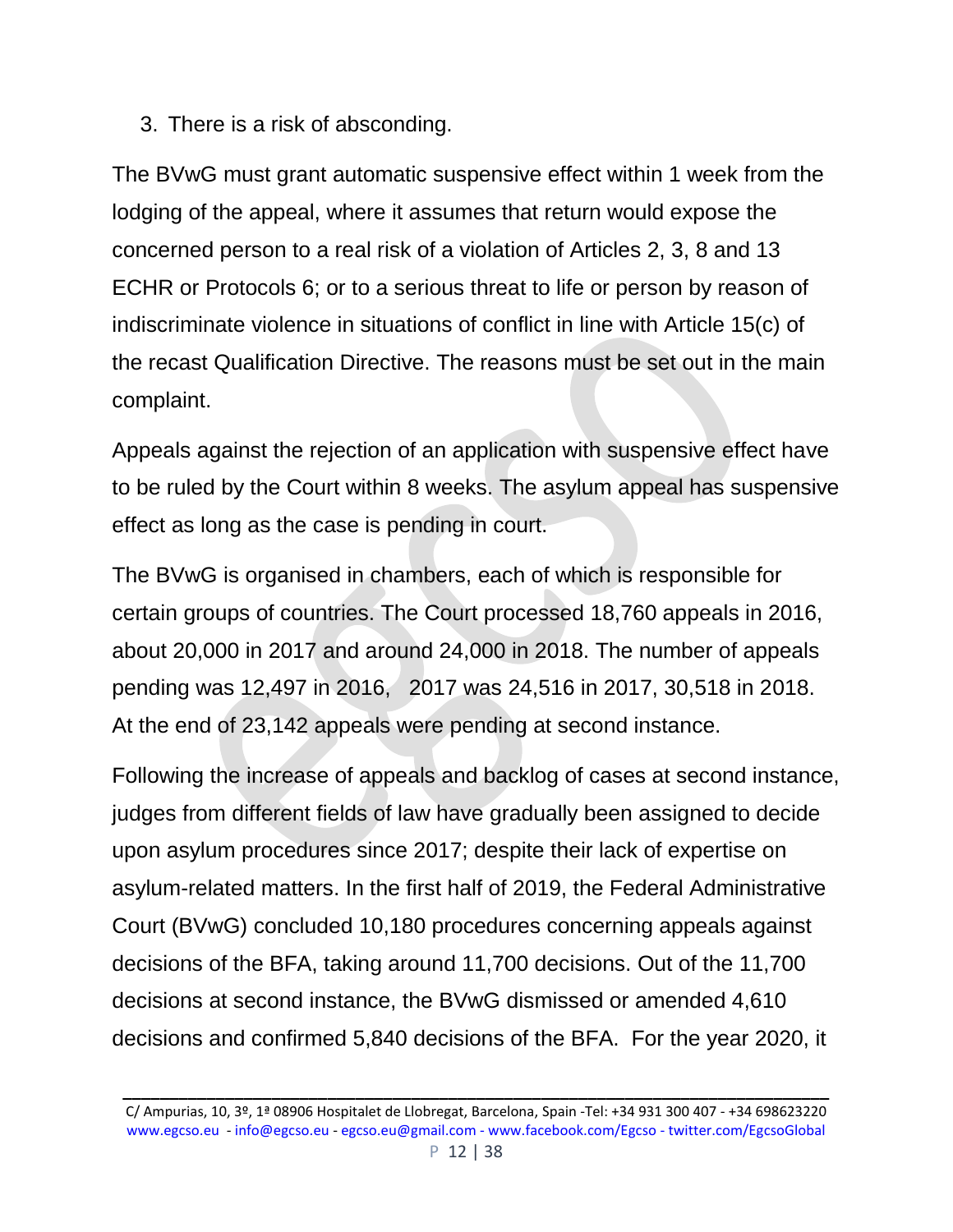3. There is a risk of absconding.

The BVwG must grant automatic suspensive effect within 1 week from the lodging of the appeal, where it assumes that return would expose the concerned person to a real risk of a violation of Articles 2, 3, 8 and 13 ECHR or Protocols 6; or to a serious threat to life or person by reason of indiscriminate violence in situations of conflict in line with Article 15(c) of the recast Qualification Directive. The reasons must be set out in the main complaint.

Appeals against the rejection of an application with suspensive effect have to be ruled by the Court within 8 weeks. The asylum appeal has suspensive effect as long as the case is pending in court.

The BVwG is organised in chambers, each of which is responsible for certain groups of countries. The Court processed 18,760 appeals in 2016, about 20,000 in 2017 and around 24,000 in 2018. The number of appeals pending was 12,497 in 2016, 2017 was 24,516 in 2017, 30,518 in 2018. At the end of 23,142 appeals were pending at second instance.

Following the increase of appeals and backlog of cases at second instance, judges from different fields of law have gradually been assigned to decide upon asylum procedures since 2017; despite their lack of expertise on asylum-related matters. In the first half of 2019, the Federal Administrative Court (BVwG) concluded 10,180 procedures concerning appeals against decisions of the BFA, taking around 11,700 decisions. Out of the 11,700 decisions at second instance, the BVwG dismissed or amended 4,610 decisions and confirmed 5,840 decisions of the BFA. For the year 2020, it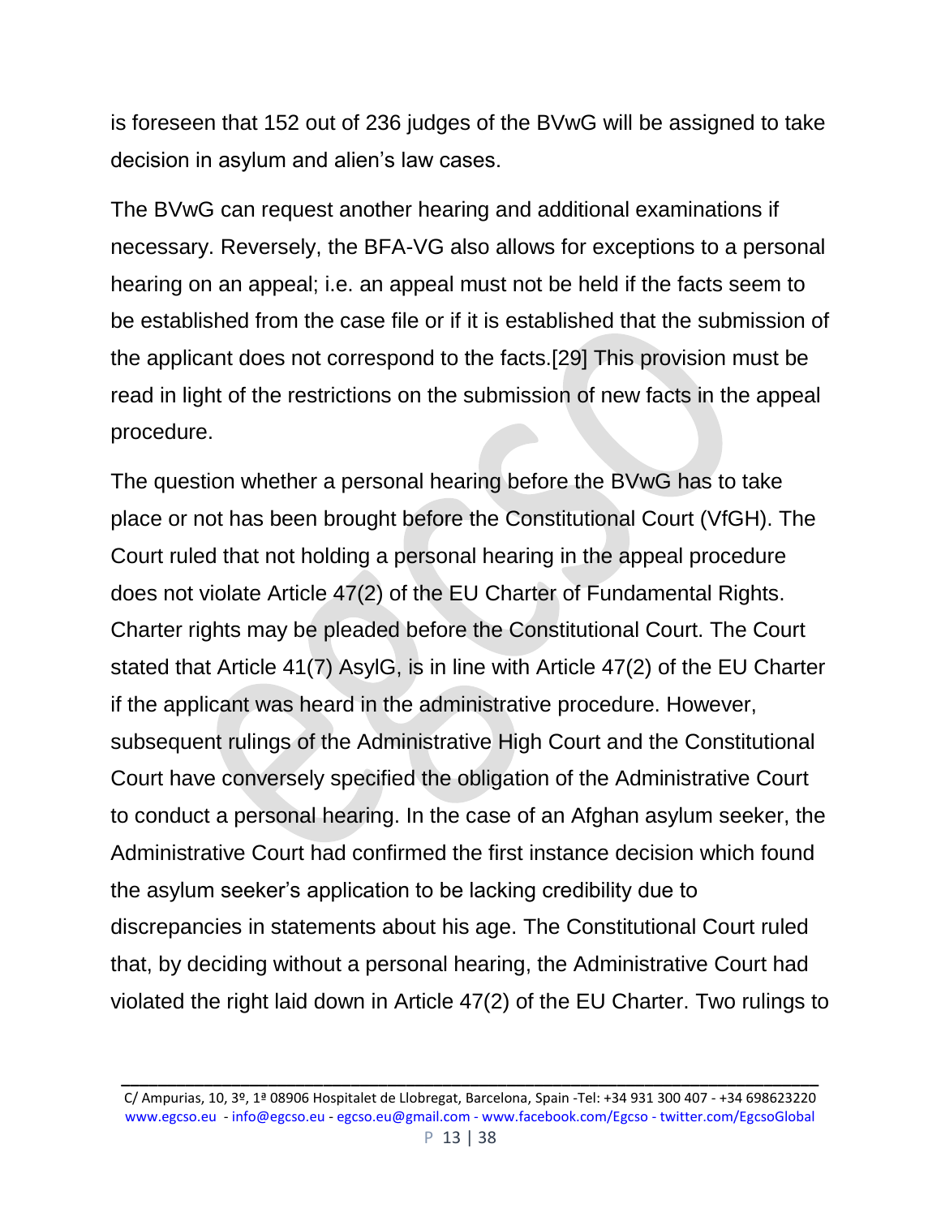is foreseen that 152 out of 236 judges of the BVwG will be assigned to take decision in asylum and alien's law cases.

The BVwG can request another hearing and additional examinations if necessary. Reversely, the BFA-VG also allows for exceptions to a personal hearing on an appeal; i.e. an appeal must not be held if the facts seem to be established from the case file or if it is established that the submission of the applicant does not correspond to the facts.[29] This provision must be read in light of the restrictions on the submission of new facts in the appeal procedure.

The question whether a personal hearing before the BVwG has to take place or not has been brought before the Constitutional Court (VfGH). The Court ruled that not holding a personal hearing in the appeal procedure does not violate Article 47(2) of the EU Charter of Fundamental Rights. Charter rights may be pleaded before the Constitutional Court. The Court stated that Article 41(7) AsylG, is in line with Article 47(2) of the EU Charter if the applicant was heard in the administrative procedure. However, subsequent rulings of the Administrative High Court and the Constitutional Court have conversely specified the obligation of the Administrative Court to conduct a personal hearing. In the case of an Afghan asylum seeker, the Administrative Court had confirmed the first instance decision which found the asylum seeker's application to be lacking credibility due to discrepancies in statements about his age. The Constitutional Court ruled that, by deciding without a personal hearing, the Administrative Court had violated the right laid down in Article 47(2) of the EU Charter. Two rulings to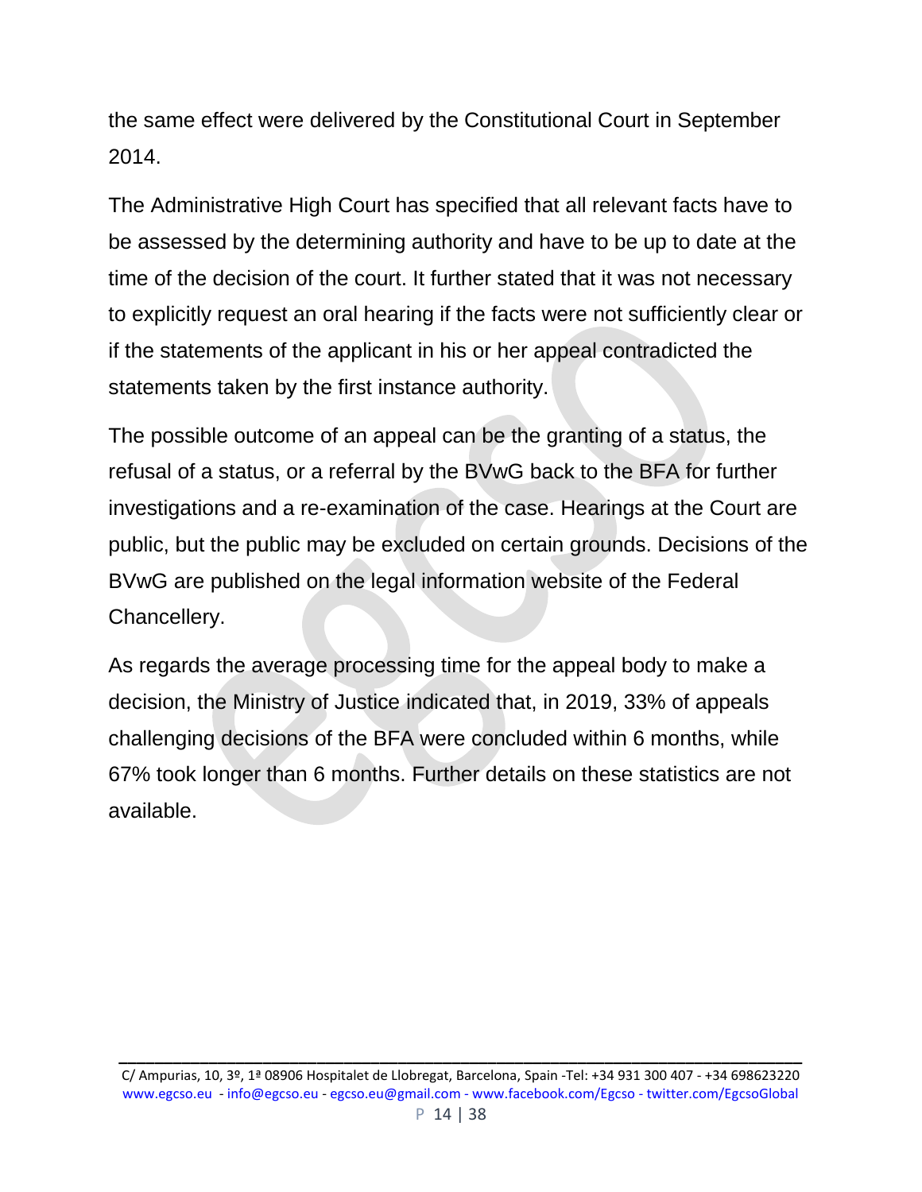the same effect were delivered by the Constitutional Court in September 2014.

The Administrative High Court has specified that all relevant facts have to be assessed by the determining authority and have to be up to date at the time of the decision of the court. It further stated that it was not necessary to explicitly request an oral hearing if the facts were not sufficiently clear or if the statements of the applicant in his or her appeal contradicted the statements taken by the first instance authority.

The possible outcome of an appeal can be the granting of a status, the refusal of a status, or a referral by the BVwG back to the BFA for further investigations and a re-examination of the case. Hearings at the Court are public, but the public may be excluded on certain grounds. Decisions of the BVwG are published on the legal information website of the Federal Chancellery.

As regards the average processing time for the appeal body to make a decision, the Ministry of Justice indicated that, in 2019, 33% of appeals challenging decisions of the BFA were concluded within 6 months, while 67% took longer than 6 months. Further details on these statistics are not available.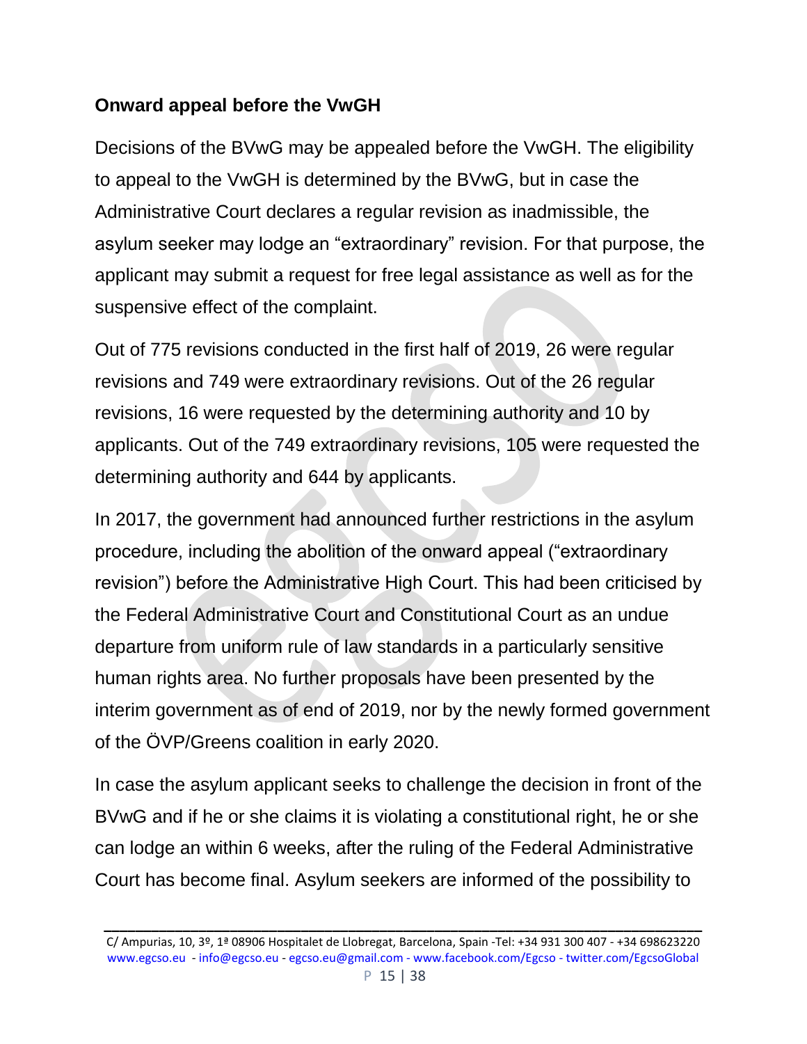**Onward appeal before the VwGH**

Decisions of the BVwG may be appealed before the VwGH. The eligibility to appeal to the VwGH is determined by the BVwG, but in case the Administrative Court declares a regular revision as inadmissible, the asylum seeker may lodge an "extraordinary" revision. For that purpose, the applicant may submit a request for free legal assistance as well as for the suspensive effect of the complaint.

Out of 775 revisions conducted in the first half of 2019, 26 were regular revisions and 749 were extraordinary revisions. Out of the 26 regular revisions, 16 were requested by the determining authority and 10 by applicants. Out of the 749 extraordinary revisions, 105 were requested the determining authority and 644 by applicants.

In 2017, the government had announced further restrictions in the asylum procedure, including the abolition of the onward appeal ("extraordinary revision") before the Administrative High Court. This had been criticised by the Federal Administrative Court and Constitutional Court as an undue departure from uniform rule of law standards in a particularly sensitive human rights area. No further proposals have been presented by the interim government as of end of 2019, nor by the newly formed government of the ÖVP/Greens coalition in early 2020.

In case the asylum applicant seeks to challenge the decision in front of the BVwG and if he or she claims it is violating a constitutional right, he or she can lodge an within 6 weeks, after the ruling of the Federal Administrative Court has become final. Asylum seekers are informed of the possibility to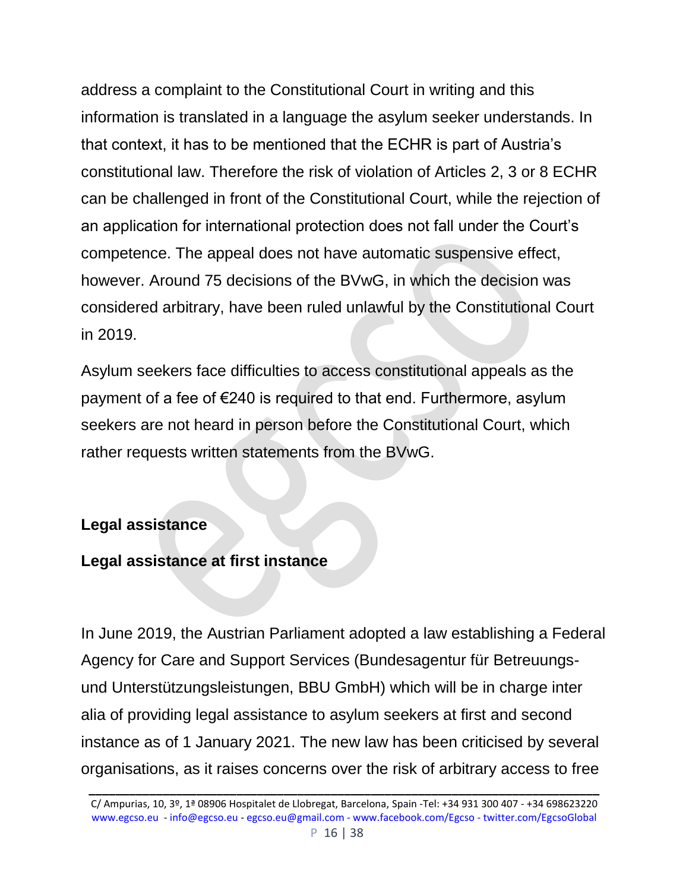address a complaint to the Constitutional Court in writing and this information is translated in a language the asylum seeker understands. In that context, it has to be mentioned that the ECHR is part of Austria's constitutional law. Therefore the risk of violation of Articles 2, 3 or 8 ECHR can be challenged in front of the Constitutional Court, while the rejection of an application for international protection does not fall under the Court's competence. The appeal does not have automatic suspensive effect, however. Around 75 decisions of the BVwG, in which the decision was considered arbitrary, have been ruled unlawful by the Constitutional Court in 2019.

Asylum seekers face difficulties to access constitutional appeals as the payment of a fee of €240 is required to that end. Furthermore, asylum seekers are not heard in person before the Constitutional Court, which rather requests written statements from the BVwG.

## Legal assistance

### Legal assistance at first instance

In June 2019, the Austrian Parliament adopted a law establishing a Federal Agency for Care and Support Services (Bundesagentur für Betreuungs- und Unterstützungsleistungen, BBU GmbH) which will be in charge inter alia of providing legal assistance to asylum seekers at first and second instance as of 1 January 2021. The new law has been criticised by several organisations, as it raises concerns over the risk of arbitrary access to free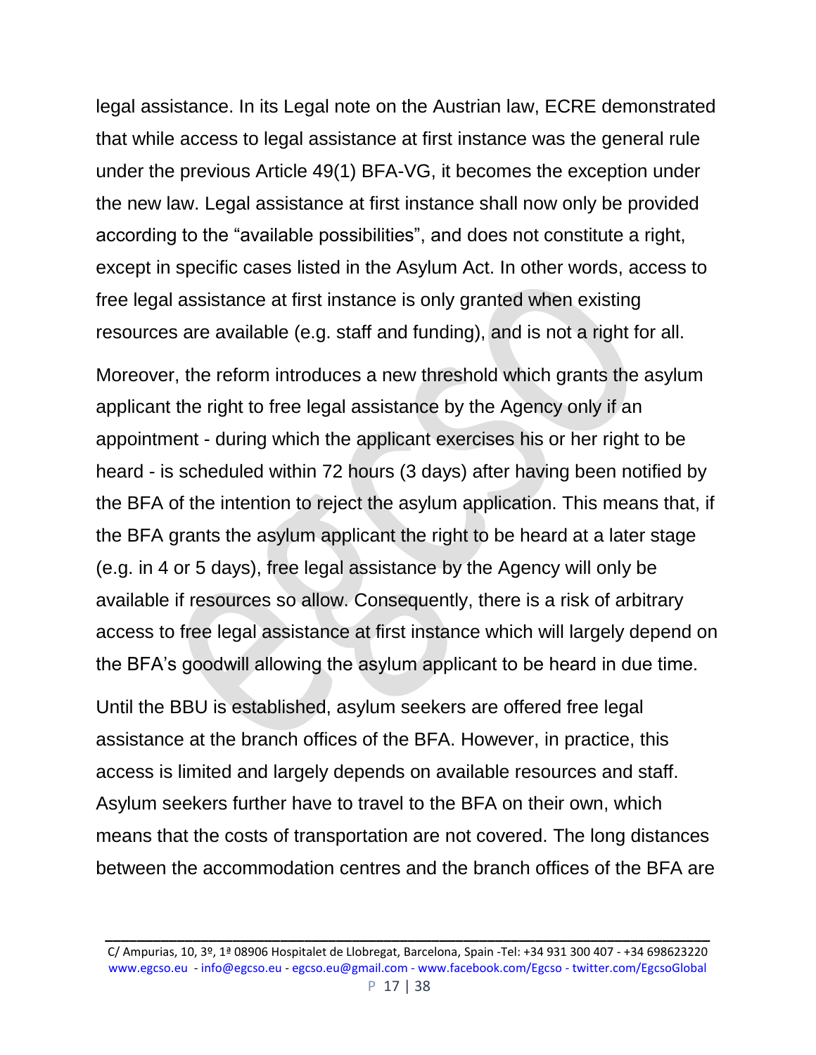legal assistance. In its Legal note on the Austrian law, ECRE demonstrated that while access to legal assistance at first instance was the general rule under the previous Article 49(1) BFA-VG, it becomes the exception under the new law. Legal assistance at first instance shall now only be provided according to the "available possibilities", and does not constitute a right, except in specific cases listed in the Asylum Act. In other words, access to free legal assistance at first instance is only granted when existing resources are available (e.g. staff and funding), and is not a right for all.

Moreover, the reform introduces a new threshold which grants the asylum applicant the right to free legal assistance by the Agency only if an appointment - during which the applicant exercises his or her right to be heard - is scheduled within 72 hours (3 days) after having been notified by the BFA of the intention to reject the asylum application. This means that, if the BFA grants the asylum applicant the right to be heard at a later stage (e.g. in 4 or 5 days), free legal assistance by the Agency will only be available if resources so allow. Consequently, there is a risk of arbitrary access to free legal assistance at first instance which will largely depend on the BFA's goodwill allowing the asylum applicant to be heard in due time.

Until the BBU is established, asylum seekers are offered free legal assistance at the branch offices of the BFA. However, in practice, this access is limited and largely depends on available resources and staff. Asylum seekers further have to travel to the BFA on their own, which means that the costs of transportation are not covered. The long distances between the accommodation centres and the branch offices of the BFA are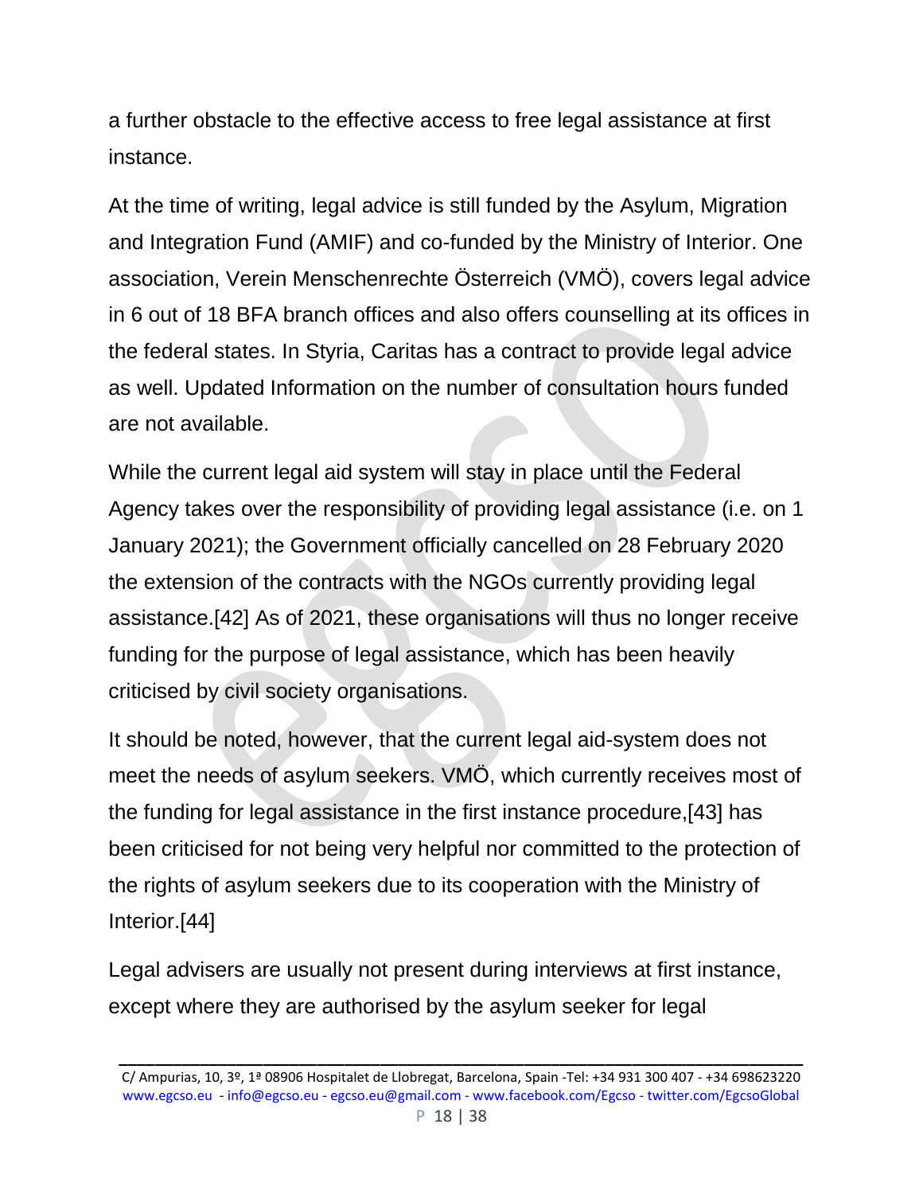a further obstacle to the effective access to free legal assistance at first instance.

At the time of writing, legal advice is still funded by the Asylum, Migration and Integration Fund (AMIF) and co-funded by the Ministry of Interior. One association, Verein Menschenrechte Österreich (VMÖ), covers legal advice in 6 out of 18 BFA branch offices and also offers counselling at its offices in the federal states. In Styria, Caritas has a contract to provide legal advice as well. Updated Information on the number of consultation hours funded are not available.

While the current legal aid system will stay in place until the Federal Agency takes over the responsibility of providing legal assistance (i.e. on 1 January 2021); the Government officially cancelled on 28 February 2020 the extension of the contracts with the NGOs currently providing legal assistance.[42] As of 2021, these organisations will thus no longer receive funding for the purpose of legal assistance, which has been heavily criticised by civil society organisations.

It should be noted, however, that the current legal aid-system does not meet the needs of asylum seekers. VMÖ, which currently receives most of the funding for legal assistance in the first instance procedure,[43] has been criticised for not being very helpful nor committed to the protection of the rights of asylum seekers due to its cooperation with the Ministry of Interior.[44]

Legal advisers are usually not present during interviews at first instance, except where they are authorised by the asylum seeker for legal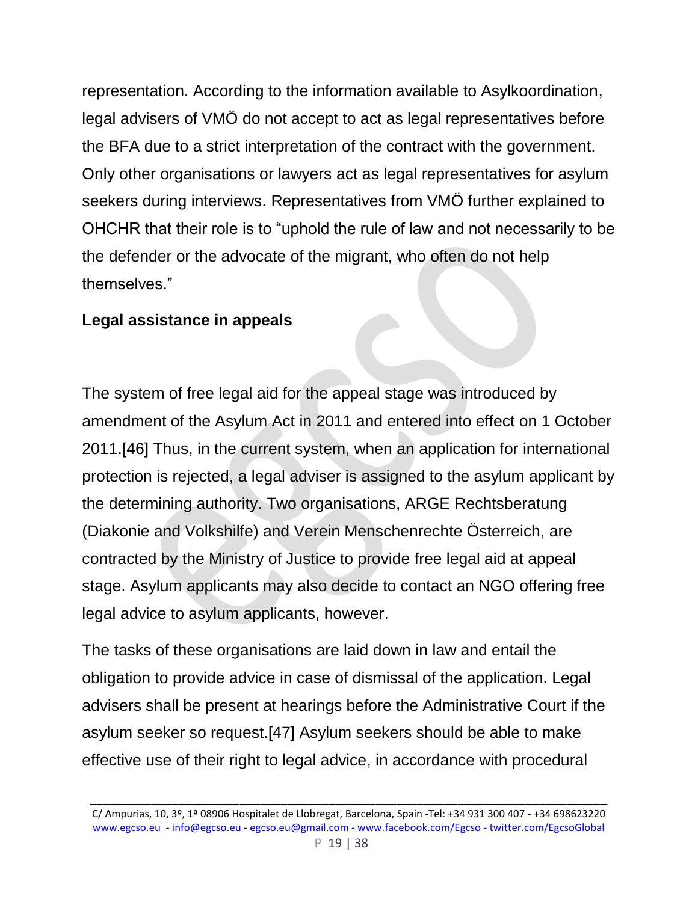representation. According to the information available to Asylkoordination, legal advisers of VMÖ do not accept to act as legal representatives before the BFA due to a strict interpretation of the contract with the government. Only other organisations or lawyers act as legal representatives for asylum seekers during interviews. Representatives from VMÖ further explained to OHCHR that their role is to "uphold the rule of law and not necessarily to be the defender or the advocate of the migrant, who often do not help themselves."

**Legal assistance in appeals**

The system of free legal aid for the appeal stage was introduced by amendment of the Asylum Act in 2011 and entered into effect on 1 October 2011.[46] Thus, in the current system, when an application for international protection is rejected, a legal adviser is assigned to the asylum applicant by the determining authority. Two organisations, ARGE Rechtsberatung (Diakonie and Volkshilfe) and Verein Menschenrechte Österreich, are contracted by the Ministry of Justice to provide free legal aid at appeal stage. Asylum applicants may also decide to contact an NGO offering free legal advice to asylum applicants, however.

The tasks of these organisations are laid down in law and entail the obligation to provide advice in case of dismissal of the application. Legal advisers shall be present at hearings before the Administrative Court if the asylum seeker so request.[47] Asylum seekers should be able to make effective use of their right to legal advice, in accordance with procedural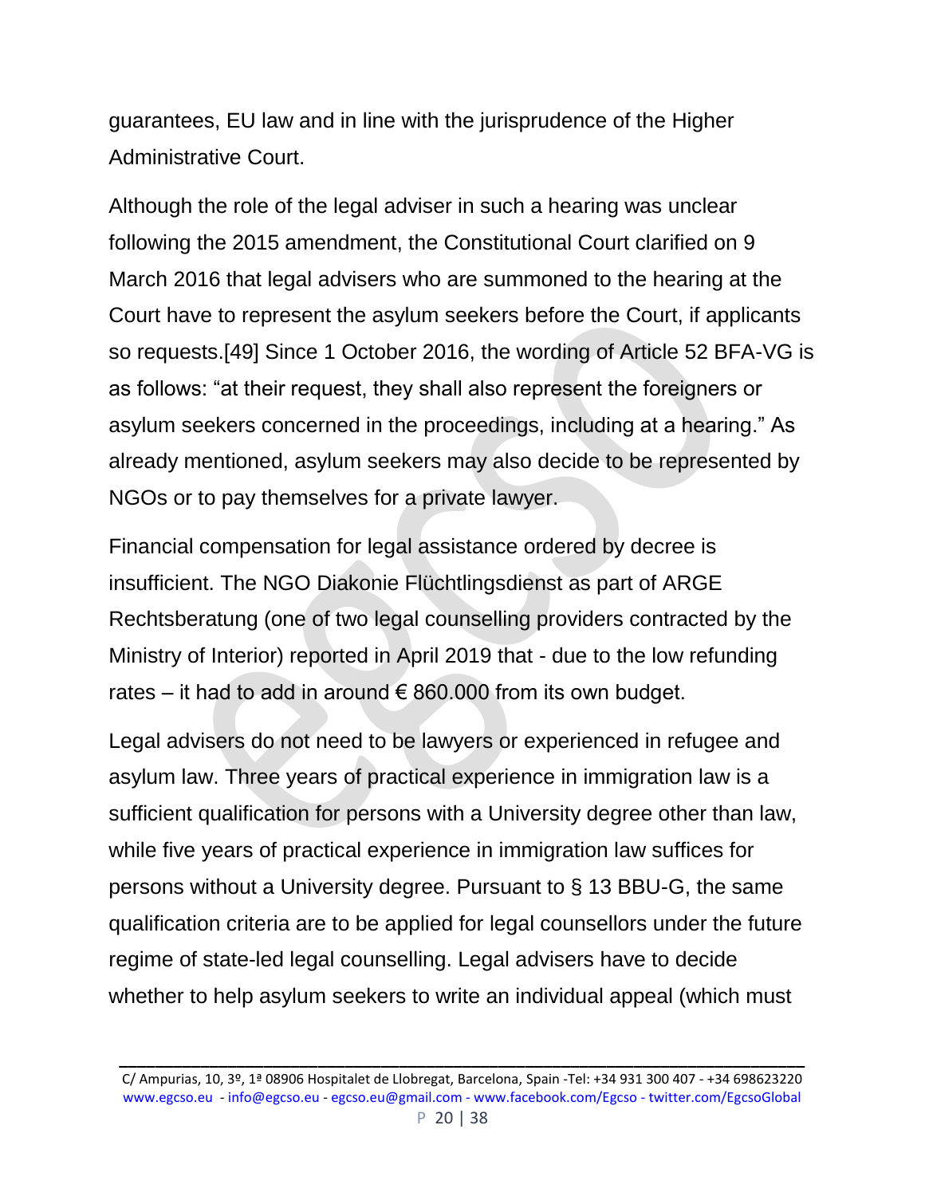guarantees, EU law and in line with the jurisprudence of the Higher Administrative Court.

Although the role of the legal adviser in such a hearing was unclear following the 2015 amendment, the Constitutional Court clarified on 9 March 2016 that legal advisers who are summoned to the hearing at the Court have to represent the asylum seekers before the Court, if applicants so requests.[49] Since 1 October 2016, the wording of Article 52 BFA-VG is as follows: “at their request, they shall also represent the foreigners or asylum seekers concerned in the proceedings, including at a hearing.” As already mentioned, asylum seekers may also decide to be represented by NGOs or to pay themselves for a private lawyer.

Financial compensation for legal assistance ordered by decree is insufficient. The NGO Diakonie Flüchtlingsdienst as part of ARGE Rechtsberatung (one of two legal counselling providers contracted by the Ministry of Interior) reported in April 2019 that - due to the low refunding rates – it had to add in around € 860.000 from its own budget.

Legal advisers do not need to be lawyers or experienced in refugee and asylum law. Three years of practical experience in immigration law is a sufficient qualification for persons with a University degree other than law, while five years of practical experience in immigration law suffices for persons without a University degree. Pursuant to § 13 BBU-G, the same qualification criteria are to be applied for legal counsellors under the future regime of state-led legal counselling. Legal advisers have to decide whether to help asylum seekers to write an individual appeal (which must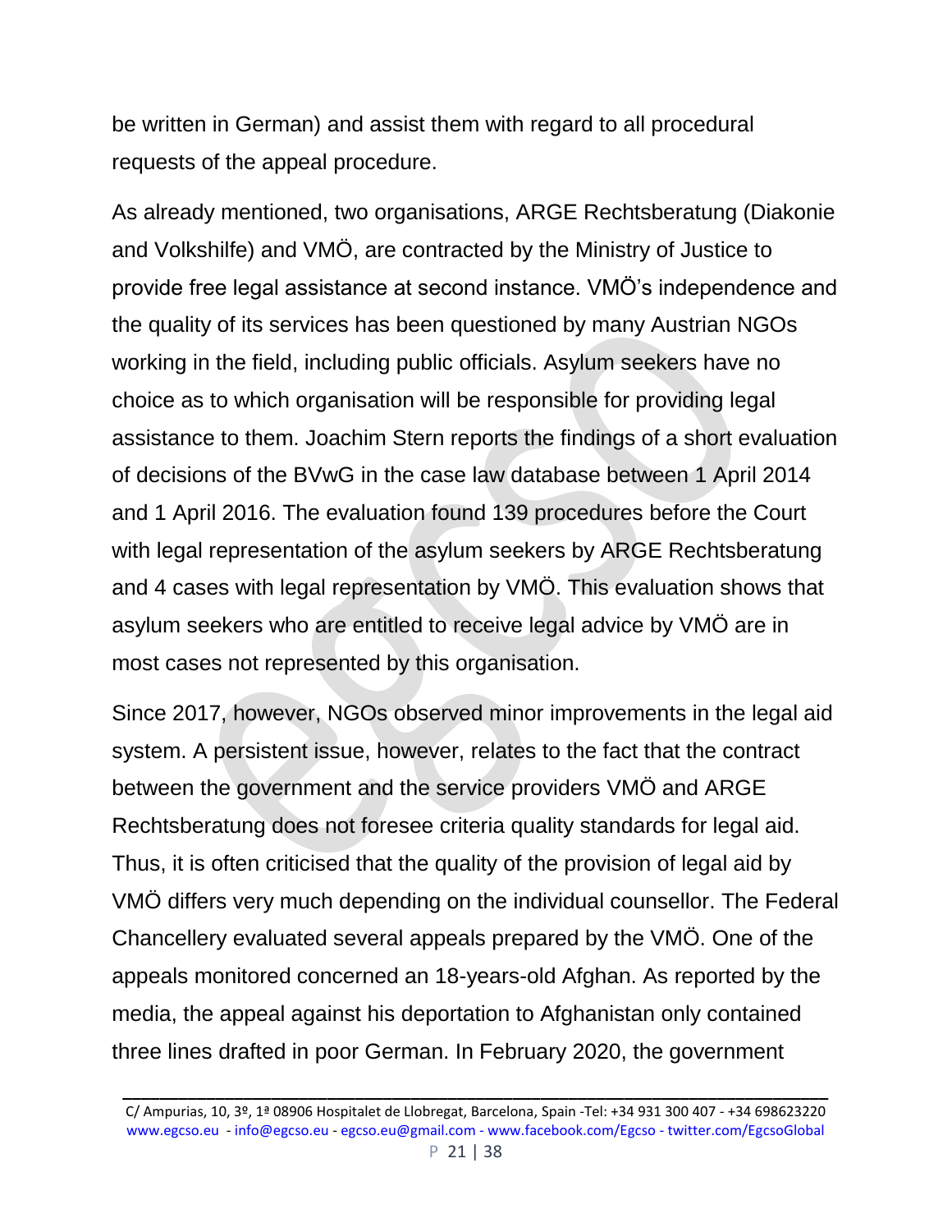be written in German) and assist them with regard to all procedural requests of the appeal procedure.

As already mentioned, two organisations, ARGE Rechtsberatung (Diakonie and Volkshilfe) and VMÖ, are contracted by the Ministry of Justice to provide free legal assistance at second instance. VMÖ's independence and the quality of its services has been questioned by many Austrian NGOs working in the field, including public officials. Asylum seekers have no choice as to which organisation will be responsible for providing legal assistance to them. Joachim Stern reports the findings of a short evaluation of decisions of the BVwG in the case law database between 1 April 2014 and 1 April 2016. The evaluation found 139 procedures before the Court with legal representation of the asylum seekers by ARGE Rechtsberatung and 4 cases with legal representation by VMÖ. This evaluation shows that asylum seekers who are entitled to receive legal advice by VMÖ are in most cases not represented by this organisation.

Since 2017, however, NGOs observed minor improvements in the legal aid system. A persistent issue, however, relates to the fact that the contract between the government and the service providers VMÖ and ARGE Rechtsberatung does not foresee criteria quality standards for legal aid. Thus, it is often criticised that the quality of the provision of legal aid by VMÖ differs very much depending on the individual counsellor. The Federal Chancellery evaluated several appeals prepared by the VMÖ. One of the appeals monitored concerned an 18-years-old Afghan. As reported by the media, the appeal against his deportation to Afghanistan only contained three lines drafted in poor German. In February 2020, the government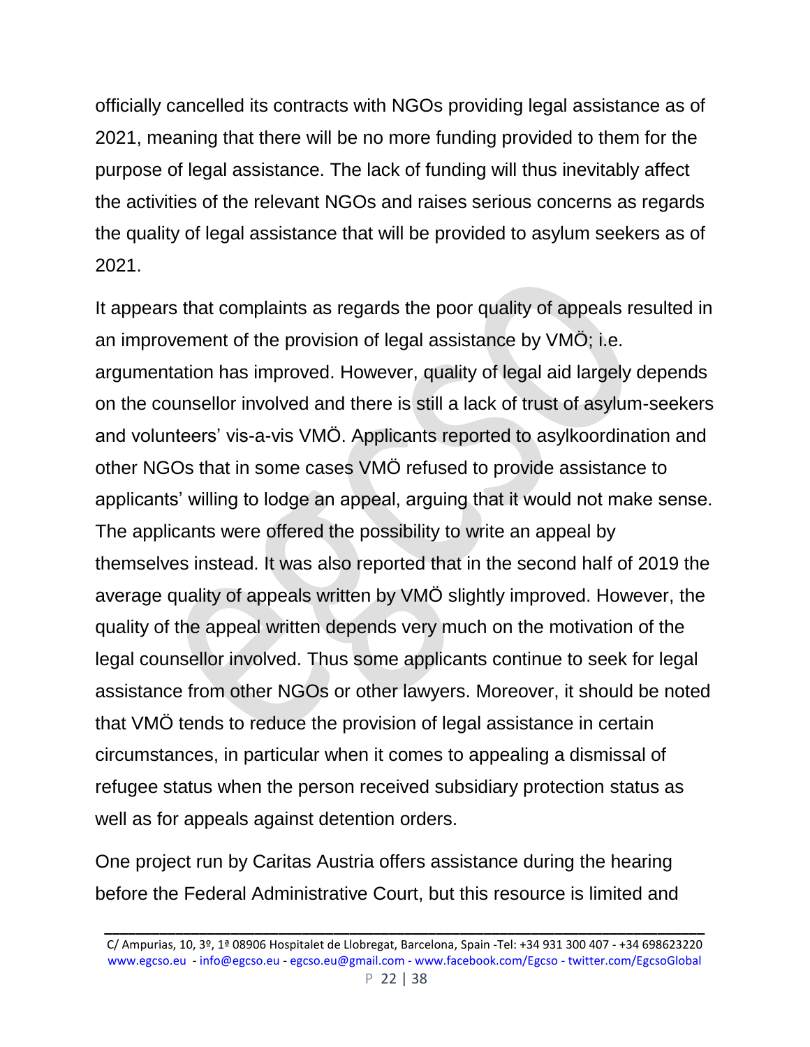officially cancelled its contracts with NGOs providing legal assistance as of 2021, meaning that there will be no more funding provided to them for the purpose of legal assistance. The lack of funding will thus inevitably affect the activities of the relevant NGOs and raises serious concerns as regards the quality of legal assistance that will be provided to asylum seekers as of 2021.

It appears that complaints as regards the poor quality of appeals resulted in an improvement of the provision of legal assistance by VMÖ; i.e. argumentation has improved. However, quality of legal aid largely depends on the counsellor involved and there is still a lack of trust of asylum-seekers and volunteers' vis-a-vis VMÖ. Applicants reported to asylkoordination and other NGOs that in some cases VMÖ refused to provide assistance to applicants' willing to lodge an appeal, arguing that it would not make sense. The applicants were offered the possibility to write an appeal by themselves instead. It was also reported that in the second half of 2019 the average quality of appeals written by VMÖ slightly improved. However, the quality of the appeal written depends very much on the motivation of the legal counsellor involved. Thus some applicants continue to seek for legal assistance from other NGOs or other lawyers. Moreover, it should be noted that VMÖ tends to reduce the provision of legal assistance in certain circumstances, in particular when it comes to appealing a dismissal of refugee status when the person received subsidiary protection status as well as for appeals against detention orders.

One project run by Caritas Austria offers assistance during the hearing before the Federal Administrative Court, but this resource is limited and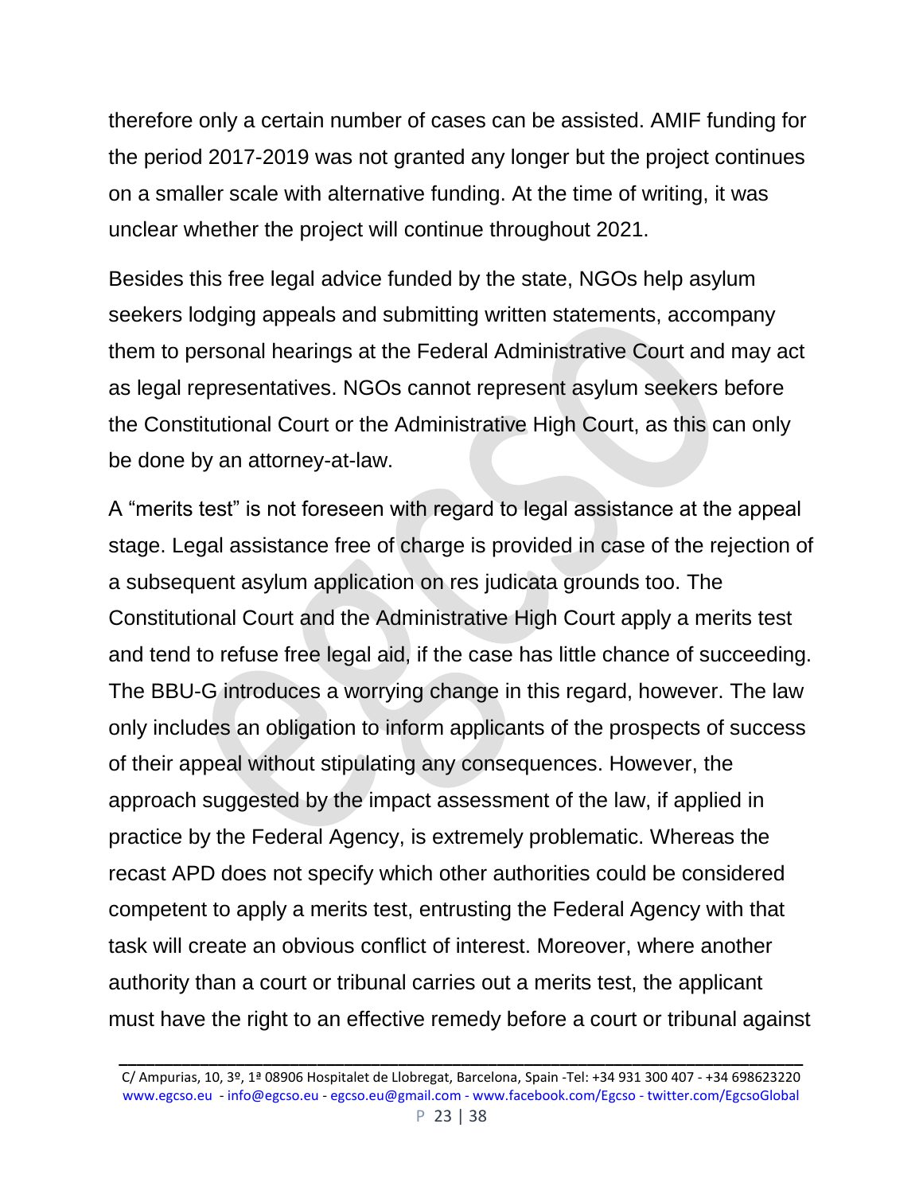therefore only a certain number of cases can be assisted. AMIF funding for the period 2017-2019 was not granted any longer but the project continues on a smaller scale with alternative funding. At the time of writing, it was unclear whether the project will continue throughout 2021.

Besides this free legal advice funded by the state, NGOs help asylum seekers lodging appeals and submitting written statements, accompany them to personal hearings at the Federal Administrative Court and may act as legal representatives. NGOs cannot represent asylum seekers before the Constitutional Court or the Administrative High Court, as this can only be done by an attorney-at-law.

A "merits test" is not foreseen with regard to legal assistance at the appeal stage. Legal assistance free of charge is provided in case of the rejection of a subsequent asylum application on res judicata grounds too. The Constitutional Court and the Administrative High Court apply a merits test and tend to refuse free legal aid, if the case has little chance of succeeding. The BBU-G introduces a worrying change in this regard, however. The law only includes an obligation to inform applicants of the prospects of success of their appeal without stipulating any consequences. However, the approach suggested by the impact assessment of the law, if applied in practice by the Federal Agency, is extremely problematic. Whereas the recast APD does not specify which other authorities could be considered competent to apply a merits test, entrusting the Federal Agency with that task will create an obvious conflict of interest. Moreover, where another authority than a court or tribunal carries out a merits test, the applicant must have the right to an effective remedy before a court or tribunal against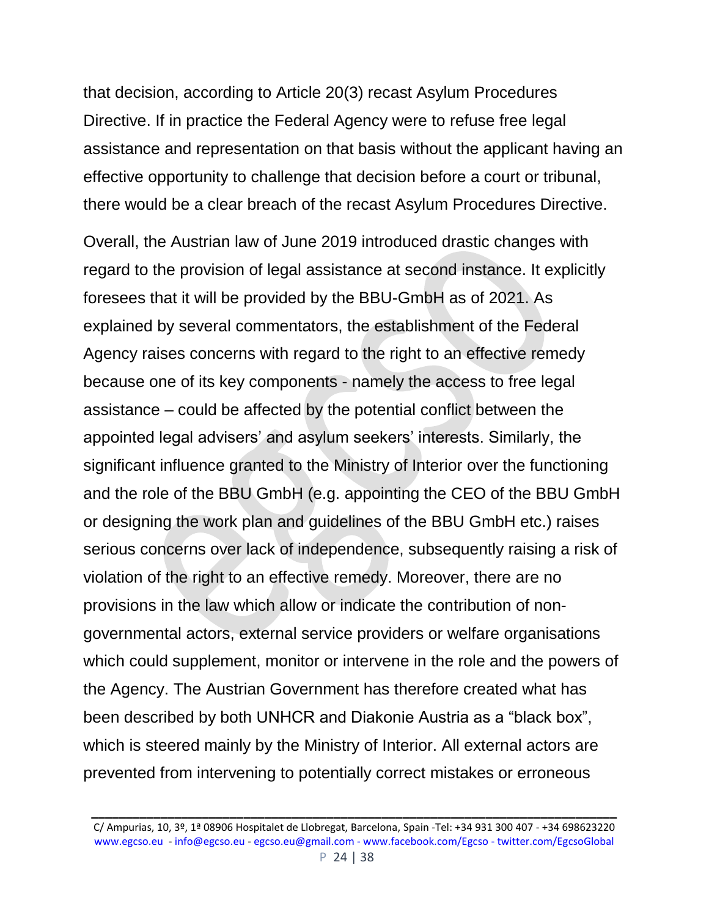that decision, according to Article 20(3) recast Asylum Procedures Directive. If in practice the Federal Agency were to refuse free legal assistance and representation on that basis without the applicant having an effective opportunity to challenge that decision before a court or tribunal, there would be a clear breach of the recast Asylum Procedures Directive.

Overall, the Austrian law of June 2019 introduced drastic changes with regard to the provision of legal assistance at second instance. It explicitly foresees that it will be provided by the BBU-GmbH as of 2021. As explained by several commentators, the establishment of the Federal Agency raises concerns with regard to the right to an effective remedy because one of its key components - namely the access to free legal assistance – could be affected by the potential conflict between the appointed legal advisers' and asylum seekers' interests. Similarly, the significant influence granted to the Ministry of Interior over the functioning and the role of the BBU GmbH (e.g. appointing the CEO of the BBU GmbH or designing the work plan and guidelines of the BBU GmbH etc.) raises serious concerns over lack of independence, subsequently raising a risk of violation of the right to an effective remedy. Moreover, there are no provisions in the law which allow or indicate the contribution of non-governmental actors, external service providers or welfare organisations which could supplement, monitor or intervene in the role and the powers of the Agency. The Austrian Government has therefore created what has been described by both UNHCR and Diakonie Austria as a "black box", which is steered mainly by the Ministry of Interior. All external actors are prevented from intervening to potentially correct mistakes or erroneous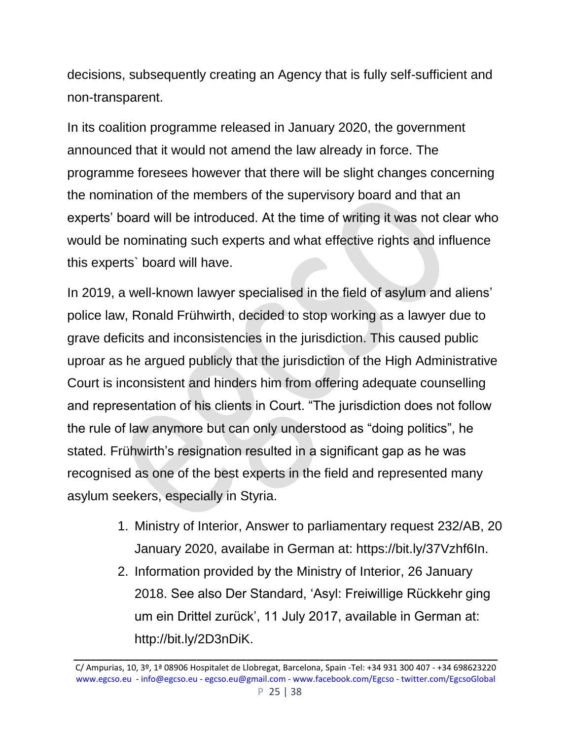decisions, subsequently creating an Agency that is fully self-sufficient and non-transparent.

In its coalition programme released in January 2020, the government announced that it would not amend the law already in force. The programme foresees however that there will be slight changes concerning the nomination of the members of the supervisory board and that an experts' board will be introduced. At the time of writing it was not clear who would be nominating such experts and what effective rights and influence this experts` board will have.

In 2019, a well-known lawyer specialised in the field of asylum and aliens' police law, Ronald Frühwirth, decided to stop working as a lawyer due to grave deficits and inconsistencies in the jurisdiction. This caused public uproar as he argued publicly that the jurisdiction of the High Administrative Court is inconsistent and hinders him from offering adequate counselling and representation of his clients in Court. "The jurisdiction does not follow the rule of law anymore but can only understood as "doing politics", he stated. Frühwirth's resignation resulted in a significant gap as he was recognised as one of the best experts in the field and represented many asylum seekers, especially in Styria.

1. Ministry of Interior, Answer to parliamentary request 232/AB, 20 January 2020, availabe in German at: https://bit.ly/37Vzhf6In.
2. Information provided by the Ministry of Interior, 26 January 2018. See also Der Standard, 'Asyl: Freiwillige Rückkehr ging um ein Drittel zurück', 11 July 2017, available in German at: http://bit.ly/2D3nDiK.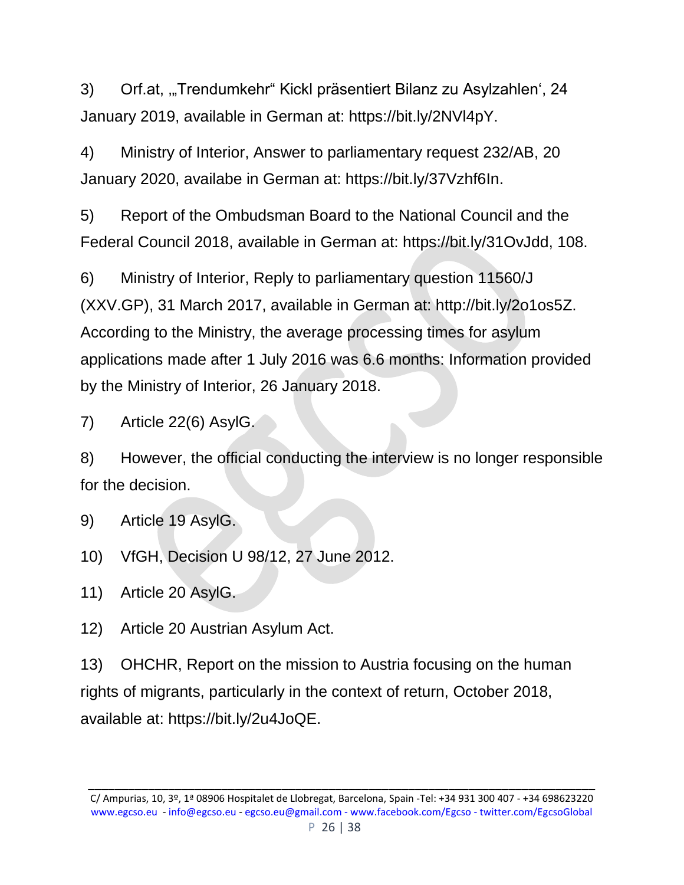3) Orf.at, „Trendumkehr“ Kickl präsentiert Bilanz zu Asylzahlen‘, 24 January 2019, available in German at: https://bit.ly/2NVl4pY.

4) Ministry of Interior, Answer to parliamentary request 232/AB, 20 January 2020, availabe in German at: https://bit.ly/37Vzhf6In.

5) Report of the Ombudsman Board to the National Council and the Federal Council 2018, available in German at: https://bit.ly/31OvJdd, 108.

6) Ministry of Interior, Reply to parliamentary question 11560/J (XXV.GP), 31 March 2017, available in German at: http://bit.ly/2o1os5Z. According to the Ministry, the average processing times for asylum applications made after 1 July 2016 was 6.6 months: Information provided by the Ministry of Interior, 26 January 2018.

7) Article 22(6) AsylG.

8) However, the official conducting the interview is no longer responsible for the decision.

9) Article 19 AsylG.

10) VfGH, Decision U 98/12, 27 June 2012.

11) Article 20 AsylG.

12) Article 20 Austrian Asylum Act.

13) OHCHR, Report on the mission to Austria focusing on the human rights of migrants, particularly in the context of return, October 2018, available at: https://bit.ly/2u4JoQE.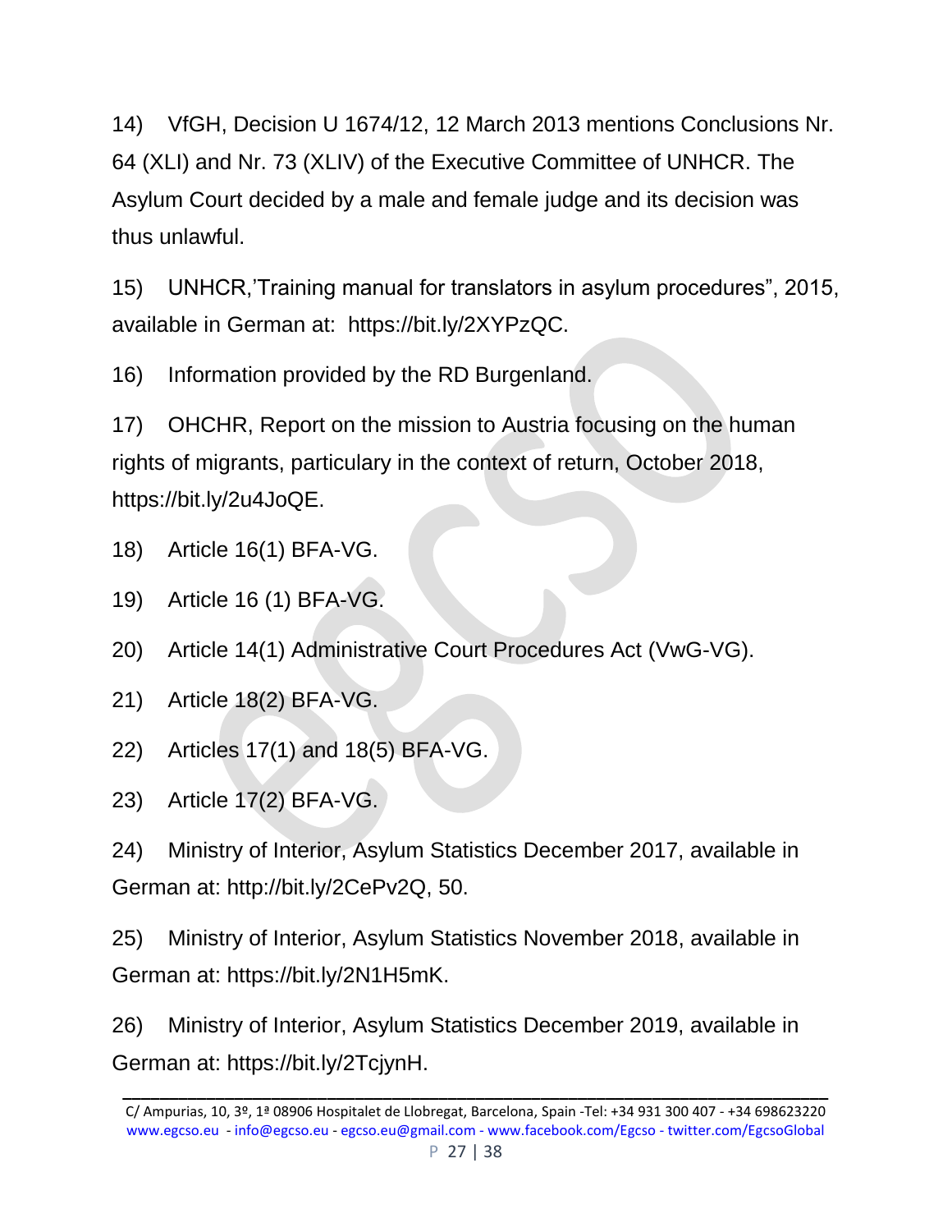14) VfGH, Decision U 1674/12, 12 March 2013 mentions Conclusions Nr. 64 (XLI) and Nr. 73 (XLIV) of the Executive Committee of UNHCR. The Asylum Court decided by a male and female judge and its decision was thus unlawful.

15) UNHCR,'Training manual for translators in asylum procedures", 2015, available in German at: https://bit.ly/2XYPzQC.

16) Information provided by the RD Burgenland.

17) OHCHR, Report on the mission to Austria focusing on the human rights of migrants, particulary in the context of return, October 2018, https://bit.ly/2u4JoQE.

18) Article 16(1) BFA-VG.

19) Article 16 (1) BFA-VG.

20) Article 14(1) Administrative Court Procedures Act (VwG-VG).

21) Article 18(2) BFA-VG.

22) Articles 17(1) and 18(5) BFA-VG.

23) Article 17(2) BFA-VG.

24) Ministry of Interior, Asylum Statistics December 2017, available in German at: http://bit.ly/2CePv2Q, 50.

25) Ministry of Interior, Asylum Statistics November 2018, available in German at: https://bit.ly/2N1H5mK.

26) Ministry of Interior, Asylum Statistics December 2019, available in German at: https://bit.ly/2TcjynH.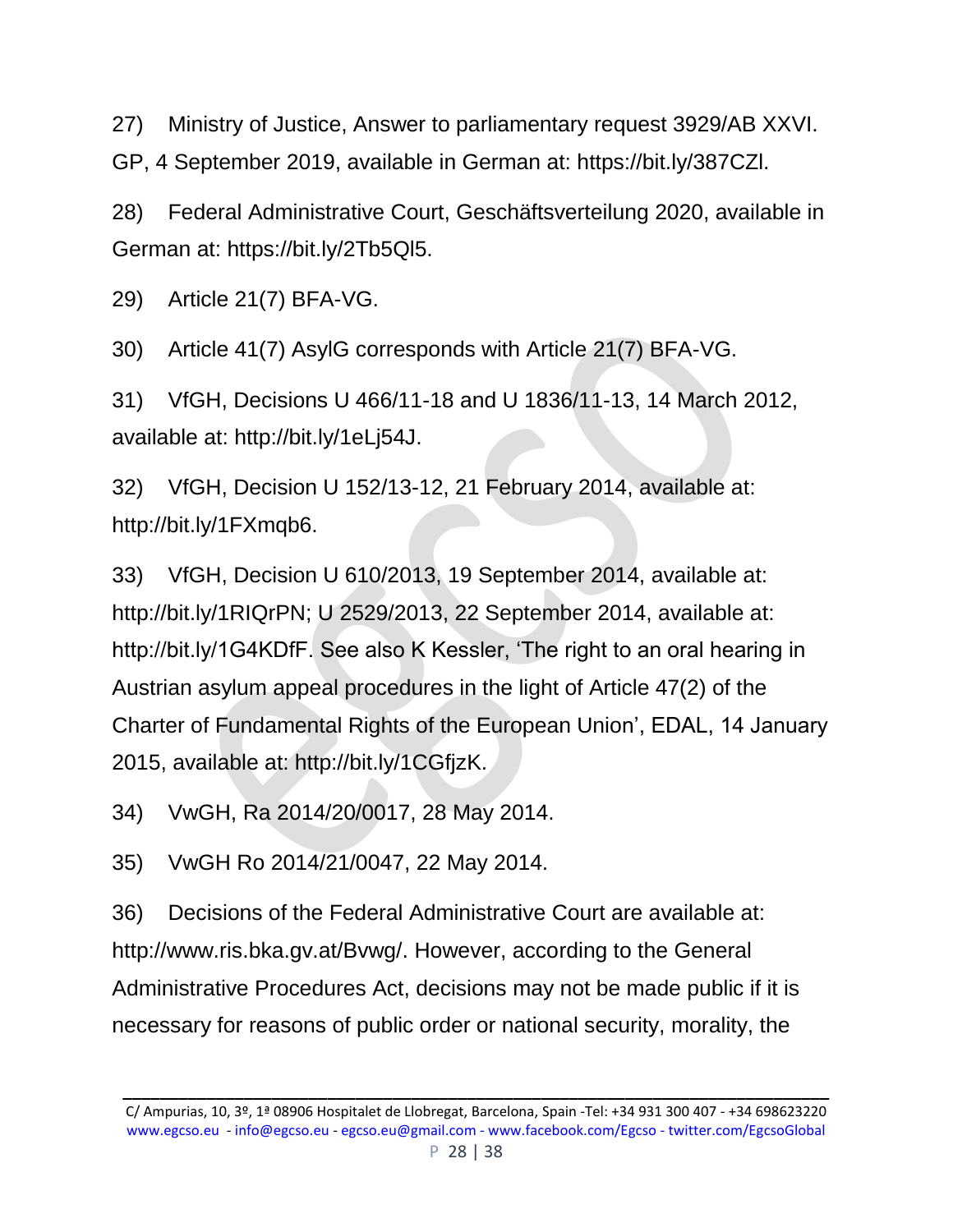27) Ministry of Justice, Answer to parliamentary request 3929/AB XXVI. GP, 4 September 2019, available in German at: https://bit.ly/387CZl.

28) Federal Administrative Court, Geschäftsverteilung 2020, available in German at: https://bit.ly/2Tb5Ql5.

29) Article 21(7) BFA-VG.

30) Article 41(7) AsylG corresponds with Article 21(7) BFA-VG.

31) VfGH, Decisions U 466/11-18 and U 1836/11-13, 14 March 2012, available at: http://bit.ly/1eLj54J.

32) VfGH, Decision U 152/13-12, 21 February 2014, available at: http://bit.ly/1FXmqb6.

33) VfGH, Decision U 610/2013, 19 September 2014, available at: http://bit.ly/1RIQrPN; U 2529/2013, 22 September 2014, available at: http://bit.ly/1G4KDfF. See also K Kessler, 'The right to an oral hearing in Austrian asylum appeal procedures in the light of Article 47(2) of the Charter of Fundamental Rights of the European Union', EDAL, 14 January 2015, available at: http://bit.ly/1CGfjzK.

34) VwGH, Ra 2014/20/0017, 28 May 2014.

35) VwGH Ro 2014/21/0047, 22 May 2014.

36) Decisions of the Federal Administrative Court are available at: http://www.ris.bka.gv.at/Bvwg/. However, according to the General Administrative Procedures Act, decisions may not be made public if it is necessary for reasons of public order or national security, morality, the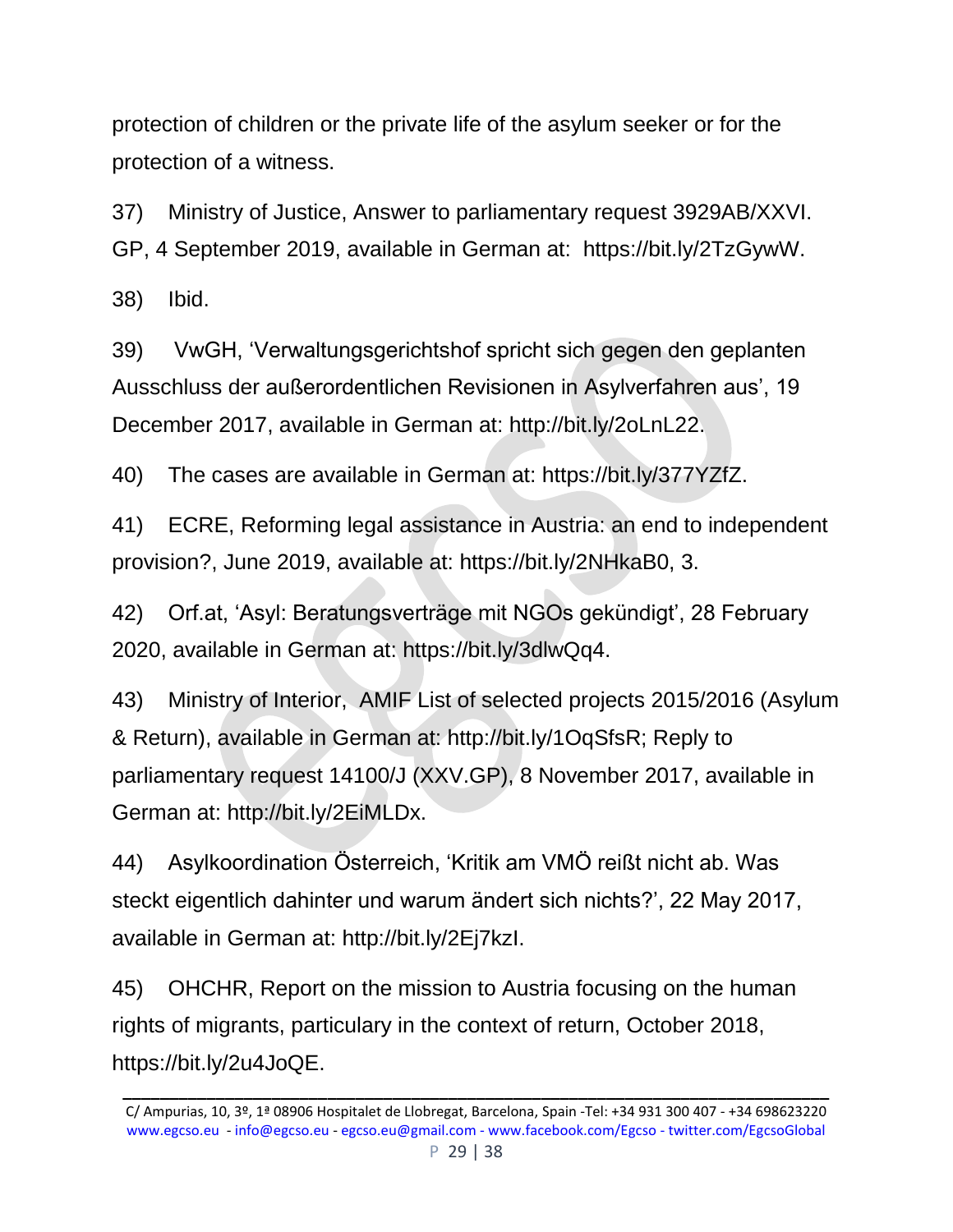protection of children or the private life of the asylum seeker or for the protection of a witness.

37) Ministry of Justice, Answer to parliamentary request 3929AB/XXVI. GP, 4 September 2019, available in German at: https://bit.ly/2TzGywW.

38) Ibid.

39) VwGH, 'Verwaltungsgerichtshof spricht sich gegen den geplanten Ausschluss der außerordentlichen Revisionen in Asylverfahren aus', 19 December 2017, available in German at: http://bit.ly/2oLnL22.

40) The cases are available in German at: https://bit.ly/377YZfZ.

41) ECRE, Reforming legal assistance in Austria: an end to independent provision?, June 2019, available at: https://bit.ly/2NHkaB0, 3.

42) Orf.at, 'Asyl: Beratungsverträge mit NGOs gekündigt', 28 February 2020, available in German at: https://bit.ly/3dlwQq4.

43) Ministry of Interior, AMIF List of selected projects 2015/2016 (Asylum & Return), available in German at: http://bit.ly/1OqSfsR; Reply to parliamentary request 14100/J (XXV.GP), 8 November 2017, available in German at: http://bit.ly/2EiMLDx.

44) Asylkoordination Österreich, 'Kritik am VMÖ reißt nicht ab. Was steckt eigentlich dahinter und warum ändert sich nichts?', 22 May 2017, available in German at: http://bit.ly/2Ej7kzI.

45) OHCHR, Report on the mission to Austria focusing on the human rights of migrants, particulary in the context of return, October 2018, https://bit.ly/2u4JoQE.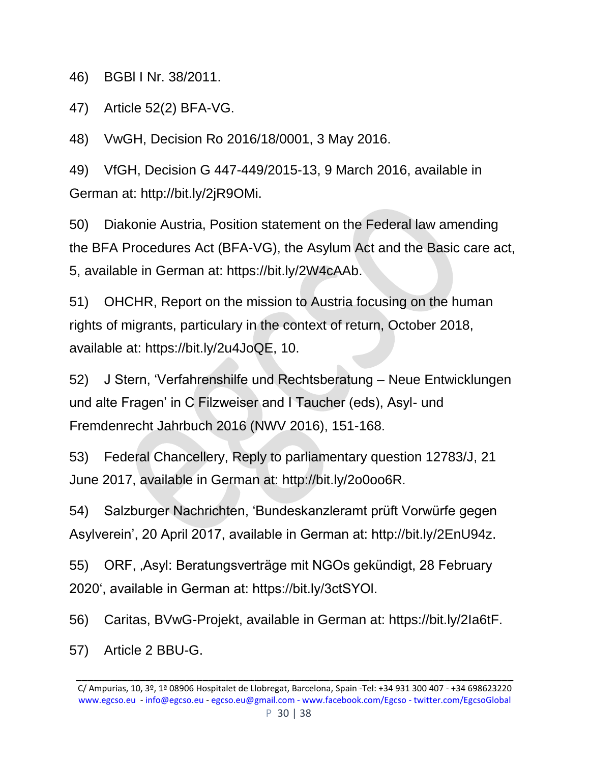46) BGBl I Nr. 38/2011.

47) Article 52(2) BFA-VG.

48) VwGH, Decision Ro 2016/18/0001, 3 May 2016.

49) VfGH, Decision G 447-449/2015-13, 9 March 2016, available in German at: http://bit.ly/2jR9OMi.

50) Diakonie Austria, Position statement on the Federal law amending the BFA Procedures Act (BFA-VG), the Asylum Act and the Basic care act, 5, available in German at: https://bit.ly/2W4cAAb.

51) OHCHR, Report on the mission to Austria focusing on the human rights of migrants, particulary in the context of return, October 2018, available at: https://bit.ly/2u4JoQE, 10.

52) J Stern, 'Verfahrenshilfe und Rechtsberatung – Neue Entwicklungen und alte Fragen' in C Filzweiser and I Taucher (eds), Asyl- und Fremdenrecht Jahrbuch 2016 (NWV 2016), 151-168.

53) Federal Chancellery, Reply to parliamentary question 12783/J, 21 June 2017, available in German at: http://bit.ly/2o0oo6R.

54) Salzburger Nachrichten, 'Bundeskanzleramt prüft Vorwürfe gegen Asylverein', 20 April 2017, available in German at: http://bit.ly/2EnU94z.

55) ORF, ‚Asyl: Beratungsverträge mit NGOs gekündigt, 28 February 2020', available in German at: https://bit.ly/3ctSYOl.

56) Caritas, BVwG-Projekt, available in German at: https://bit.ly/2Ia6tF.

57) Article 2 BBU-G.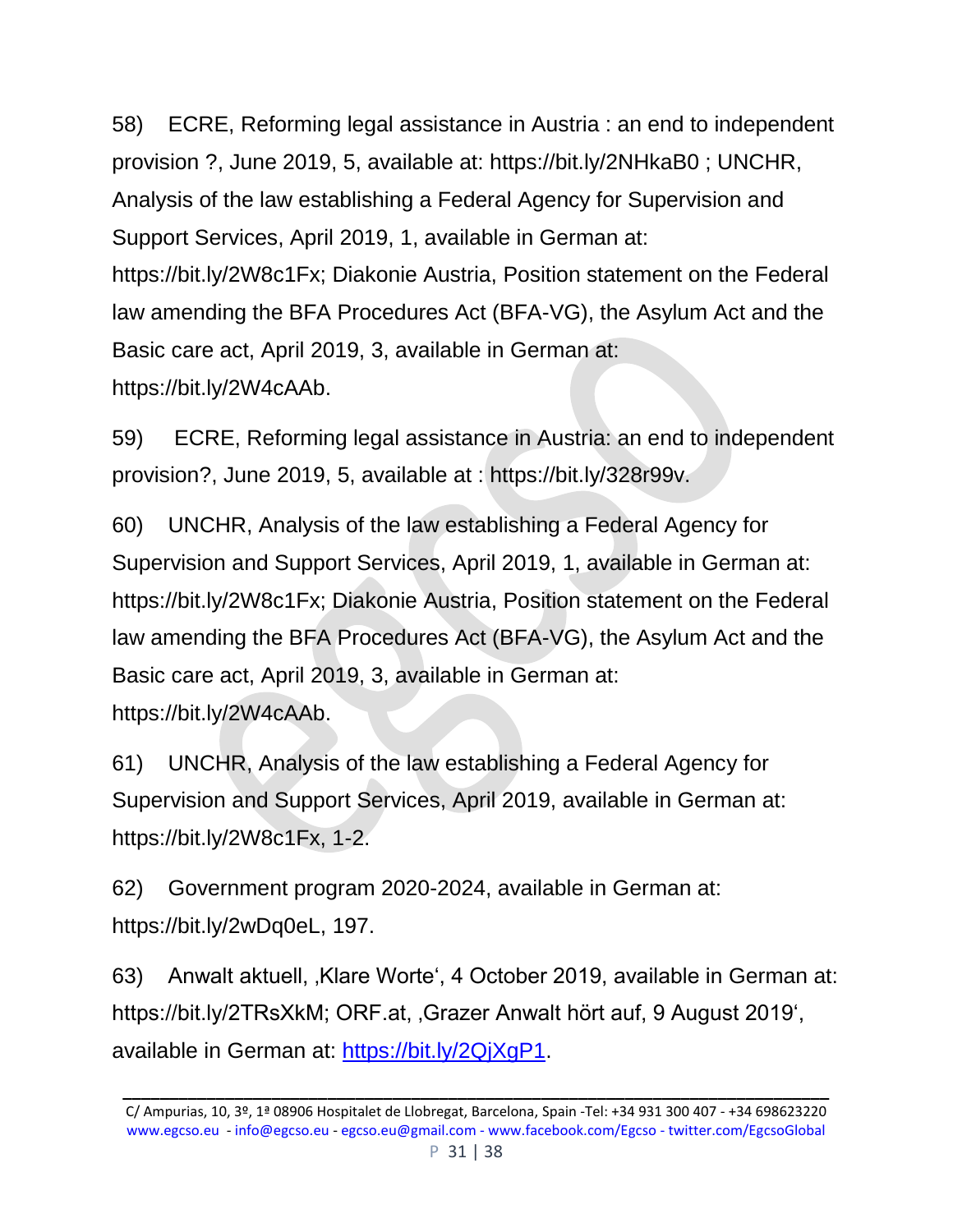58) ECRE, Reforming legal assistance in Austria : an end to independent provision ?, June 2019, 5, available at: https://bit.ly/2NHkaB0 ; UNCHR, Analysis of the law establishing a Federal Agency for Supervision and Support Services, April 2019, 1, available in German at: https://bit.ly/2W8c1Fx; Diakonie Austria, Position statement on the Federal law amending the BFA Procedures Act (BFA-VG), the Asylum Act and the Basic care act, April 2019, 3, available in German at: https://bit.ly/2W4cAAb.

59) ECRE, Reforming legal assistance in Austria: an end to independent provision?, June 2019, 5, available at : https://bit.ly/328r99v.

60) UNCHR, Analysis of the law establishing a Federal Agency for Supervision and Support Services, April 2019, 1, available in German at: https://bit.ly/2W8c1Fx; Diakonie Austria, Position statement on the Federal law amending the BFA Procedures Act (BFA-VG), the Asylum Act and the Basic care act, April 2019, 3, available in German at: https://bit.ly/2W4cAAb.

61) UNCHR, Analysis of the law establishing a Federal Agency for Supervision and Support Services, April 2019, available in German at: https://bit.ly/2W8c1Fx, 1-2.

62) Government program 2020-2024, available in German at: https://bit.ly/2wDq0eL, 197.

63) Anwalt aktuell, ‚Klare Worte‘, 4 October 2019, available in German at: https://bit.ly/2TRsXkM; ORF.at, ‚Grazer Anwalt hört auf, 9 August 2019‘, available in German at: https://bit.ly/2QjXgP1.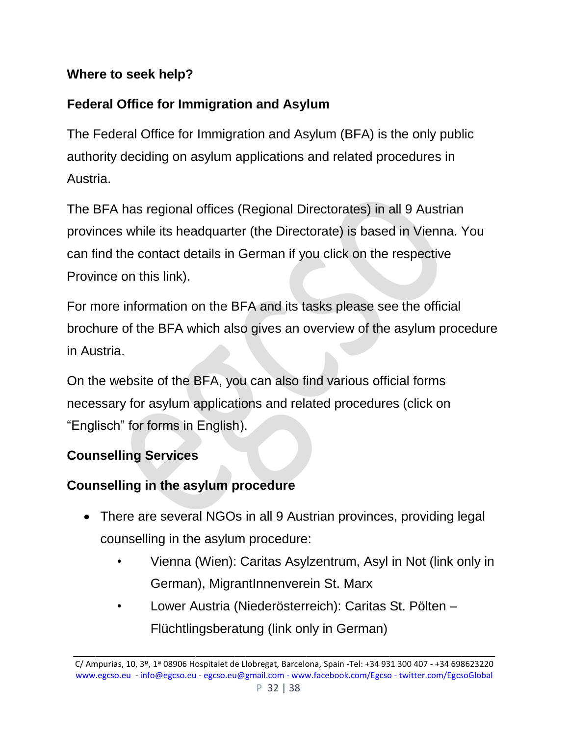**Where to seek help?**

**Federal Office for Immigration and Asylum**

The Federal Office for Immigration and Asylum (BFA) is the only public authority deciding on asylum applications and related procedures in Austria.

The BFA has regional offices (Regional Directorates) in all 9 Austrian provinces while its headquarter (the Directorate) is based in Vienna. You can find the contact details in German if you click on the respective Province on this link).

For more information on the BFA and its tasks please see the official brochure of the BFA which also gives an overview of the asylum procedure in Austria.

On the website of the BFA, you can also find various official forms necessary for asylum applications and related procedures (click on "Englisch" for forms in English).

**Counselling Services**

**Counselling in the asylum procedure**

- There are several NGOs in all 9 Austrian provinces, providing legal counselling in the asylum procedure:
  - Vienna (Wien): Caritas Asylzentrum, Asyl in Not (link only in German), MigrantInnenverein St. Marx
  - Lower Austria (Niederösterreich): Caritas St. Pölten – Flüchtlingsberatung (link only in German)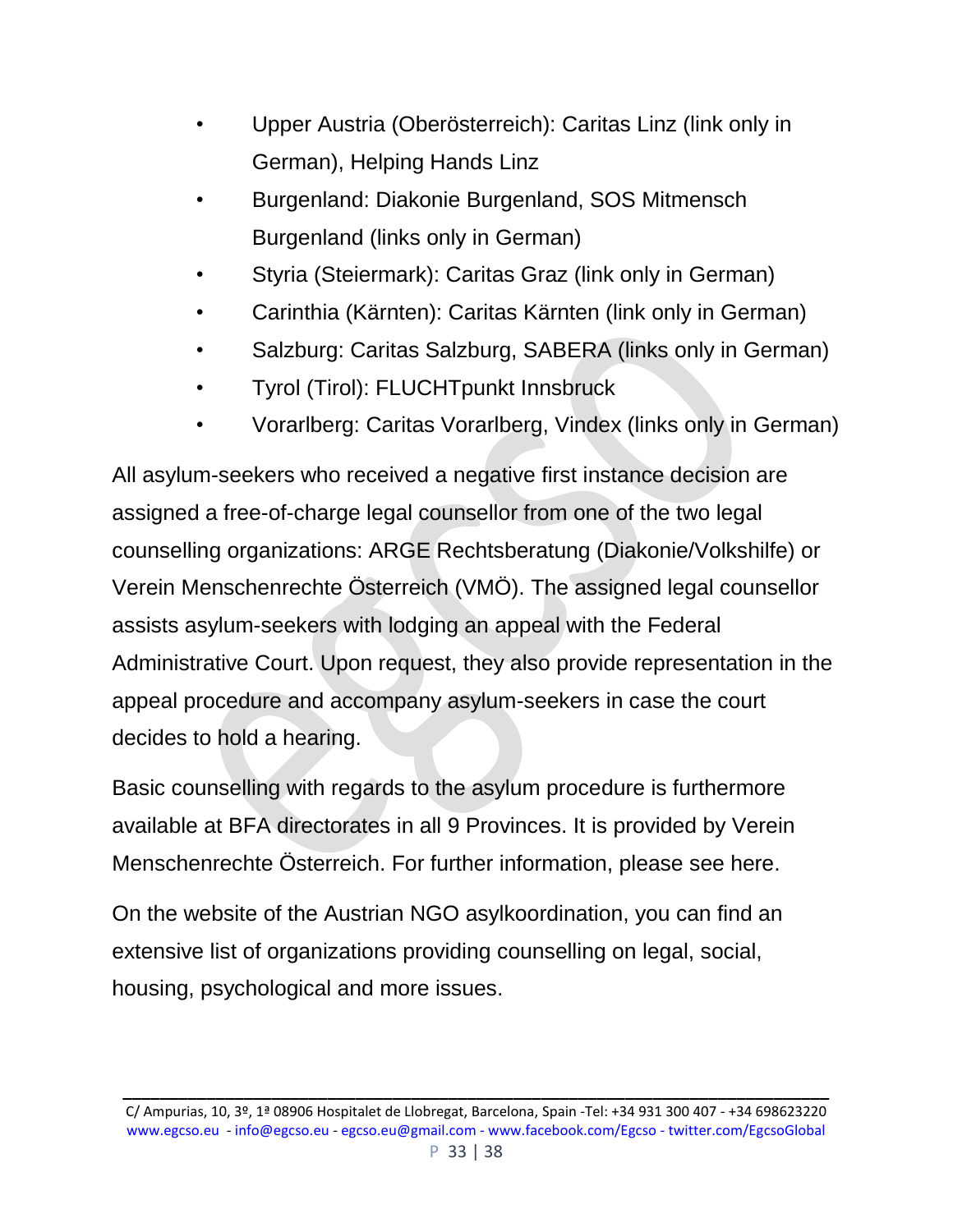- Upper Austria (Oberösterreich): Caritas Linz (link only in German), Helping Hands Linz
- Burgenland: Diakonie Burgenland, SOS Mitmensch Burgenland (links only in German)
- Styria (Steiermark): Caritas Graz (link only in German)
- Carinthia (Kärnten): Caritas Kärnten (link only in German)
- Salzburg: Caritas Salzburg, SABERA (links only in German)
- Tyrol (Tirol): FLUCHTpunkt Innsbruck
- Vorarlberg: Caritas Vorarlberg, Vindex (links only in German)

All asylum-seekers who received a negative first instance decision are assigned a free-of-charge legal counsellor from one of the two legal counselling organizations: ARGE Rechtsberatung (Diakonie/Volkshilfe) or Verein Menschenrechte Österreich (VMÖ). The assigned legal counsellor assists asylum-seekers with lodging an appeal with the Federal Administrative Court. Upon request, they also provide representation in the appeal procedure and accompany asylum-seekers in case the court decides to hold a hearing.

Basic counselling with regards to the asylum procedure is furthermore available at BFA directorates in all 9 Provinces. It is provided by Verein Menschenrechte Österreich. For further information, please see here.

On the website of the Austrian NGO asylkoordination, you can find an extensive list of organizations providing counselling on legal, social, housing, psychological and more issues.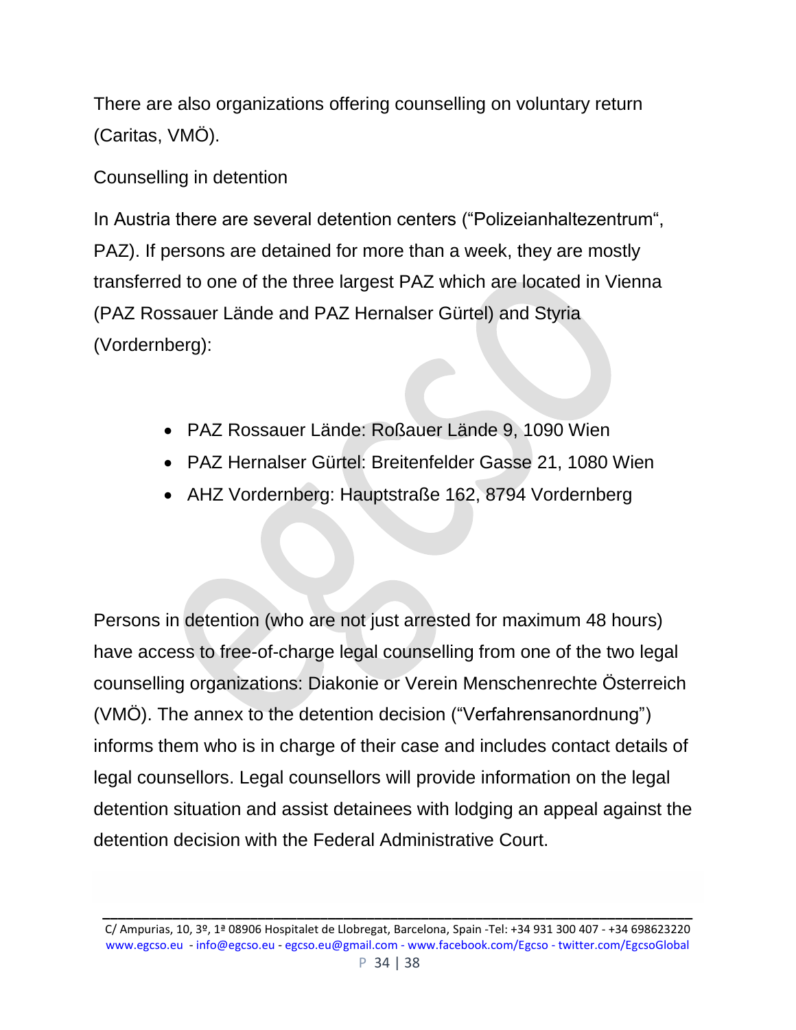There are also organizations offering counselling on voluntary return (Caritas, VMÖ).

Counselling in detention

In Austria there are several detention centers ("Polizeianhaltezentrum", PAZ). If persons are detained for more than a week, they are mostly transferred to one of the three largest PAZ which are located in Vienna (PAZ Rossauer Lände and PAZ Hernalser Gürtel) and Styria (Vordernberg):

- PAZ Rossauer Lände: Roßauer Lände 9, 1090 Wien
- PAZ Hernalser Gürtel: Breitenfelder Gasse 21, 1080 Wien
- AHZ Vordernberg: Hauptstraße 162, 8794 Vordernberg

Persons in detention (who are not just arrested for maximum 48 hours) have access to free-of-charge legal counselling from one of the two legal counselling organizations: Diakonie or Verein Menschenrechte Österreich (VMÖ). The annex to the detention decision ("Verfahrensanordnung") informs them who is in charge of their case and includes contact details of legal counsellors. Legal counsellors will provide information on the legal detention situation and assist detainees with lodging an appeal against the detention decision with the Federal Administrative Court.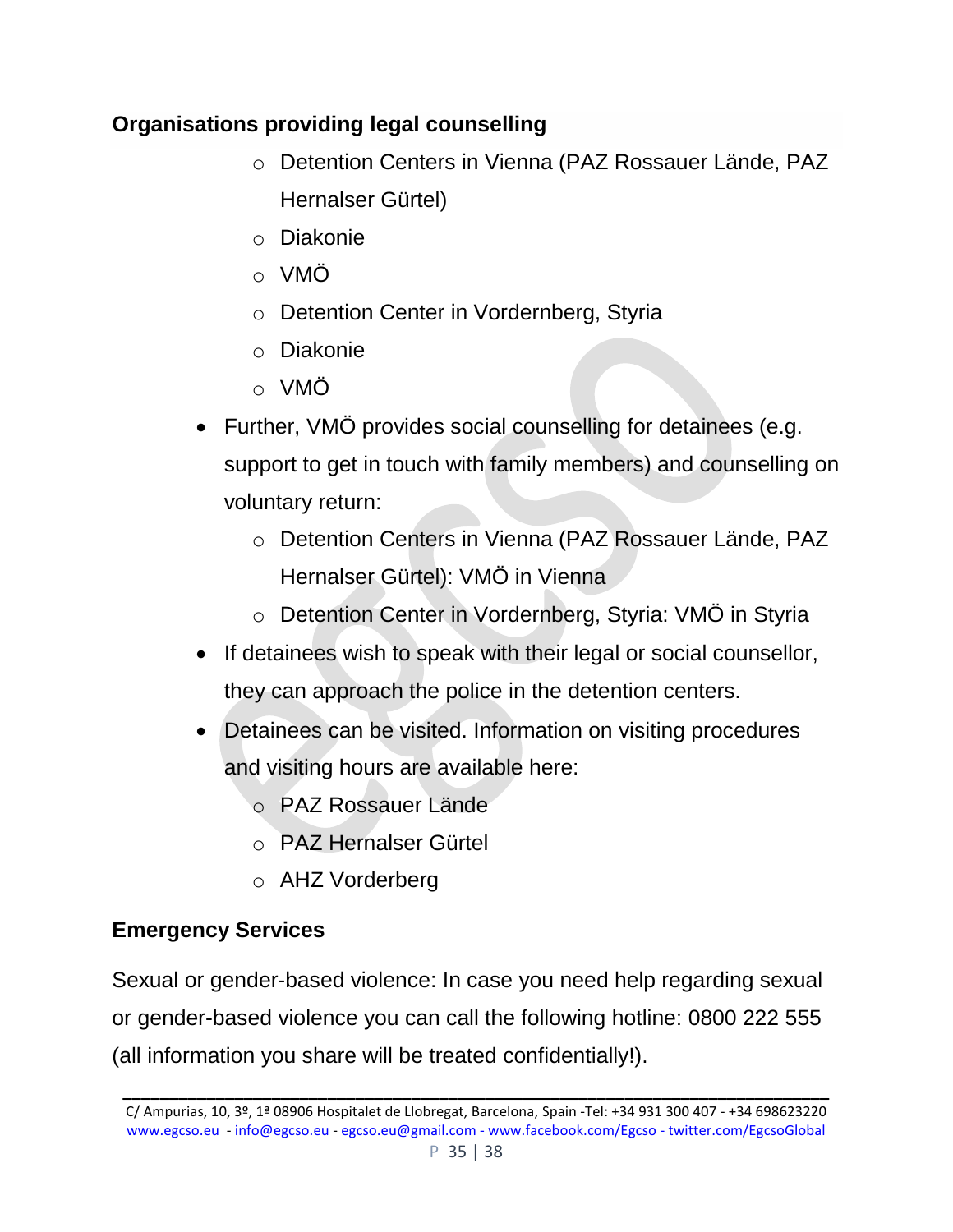### Organisations providing legal counselling

- Detention Centers in Vienna (PAZ Rossauer Lände, PAZ Hernalser Gürtel)
- Diakonie
- VMÖ
- Detention Center in Vordernberg, Styria
- Diakonie
- VMÖ

- Further, VMÖ provides social counselling for detainees (e.g. support to get in touch with family members) and counselling on voluntary return:
  - Detention Centers in Vienna (PAZ Rossauer Lände, PAZ Hernalser Gürtel): VMÖ in Vienna
  - Detention Center in Vordernberg, Styria: VMÖ in Styria
- If detainees wish to speak with their legal or social counsellor, they can approach the police in the detention centers.
- Detainees can be visited. Information on visiting procedures and visiting hours are available here:
  - PAZ Rossauer Lände
  - PAZ Hernalser Gürtel
  - AHZ Vorderberg

### Emergency Services

Sexual or gender-based violence: In case you need help regarding sexual or gender-based violence you can call the following hotline: 0800 222 555 (all information you share will be treated confidentially!).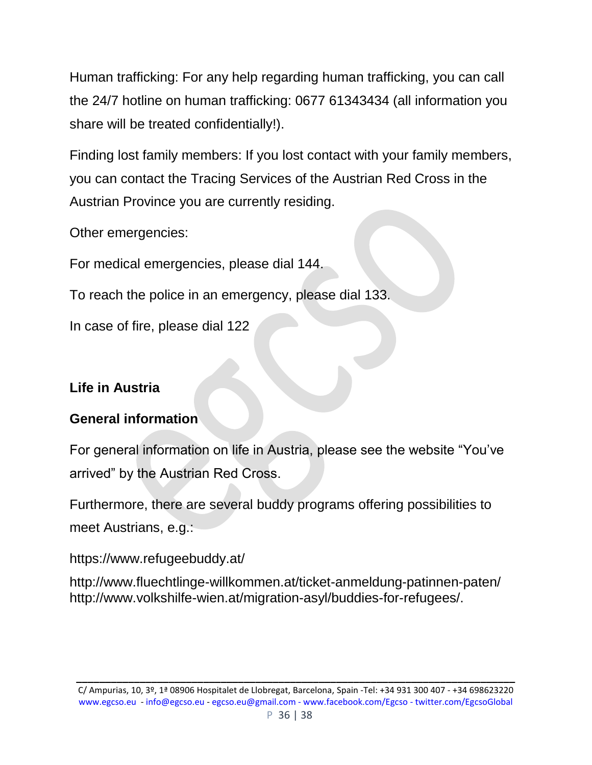Human trafficking: For any help regarding human trafficking, you can call the 24/7 hotline on human trafficking: 0677 61343434 (all information you share will be treated confidentially!).

Finding lost family members: If you lost contact with your family members, you can contact the Tracing Services of the Austrian Red Cross in the Austrian Province you are currently residing.

Other emergencies:

For medical emergencies, please dial 144.

To reach the police in an emergency, please dial 133.

In case of fire, please dial 122

## Life in Austria

### General information

For general information on life in Austria, please see the website "You've arrived" by the Austrian Red Cross.

Furthermore, there are several buddy programs offering possibilities to meet Austrians, e.g.:

https://www.refugeebuddy.at/

http://www.fluechtlinge-willkommen.at/ticket-anmeldung-patinnen-paten/
http://www.volkshilfe-wien.at/migration-asyl/buddies-for-refugees/.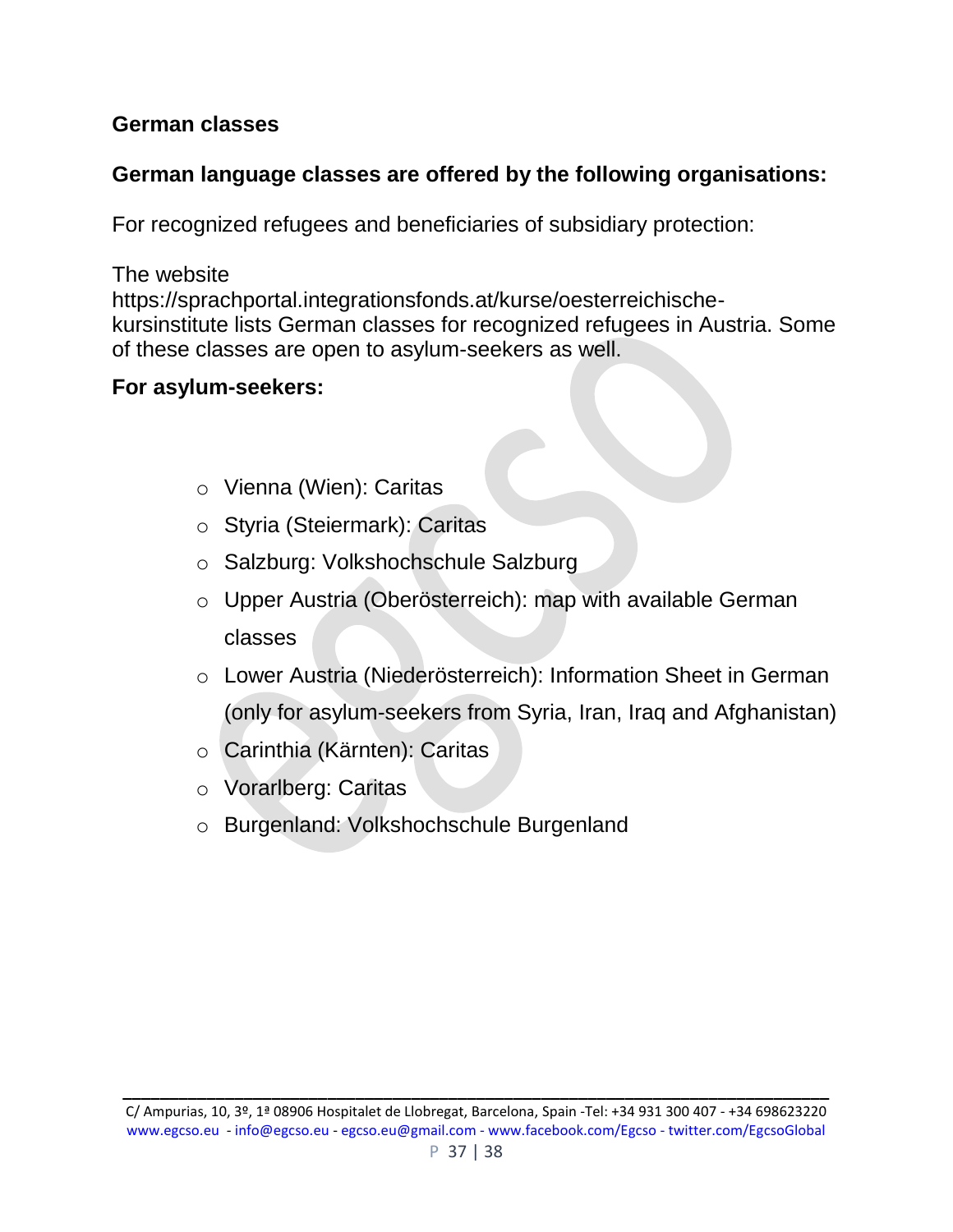## German classes

### German language classes are offered by the following organisations:

For recognized refugees and beneficiaries of subsidiary protection:

The website https://sprachportal.integrationsfonds.at/kurse/oesterreichische-kursinstitute lists German classes for recognized refugees in Austria. Some of these classes are open to asylum-seekers as well.

**For asylum-seekers:**

- Vienna (Wien): Caritas
- Styria (Steiermark): Caritas
- Salzburg: Volkshochschule Salzburg
- Upper Austria (Oberösterreich): map with available German classes
- Lower Austria (Niederösterreich): Information Sheet in German (only for asylum-seekers from Syria, Iran, Iraq and Afghanistan)
- Carinthia (Kärnten): Caritas
- Vorarlberg: Caritas
- Burgenland: Volkshochschule Burgenland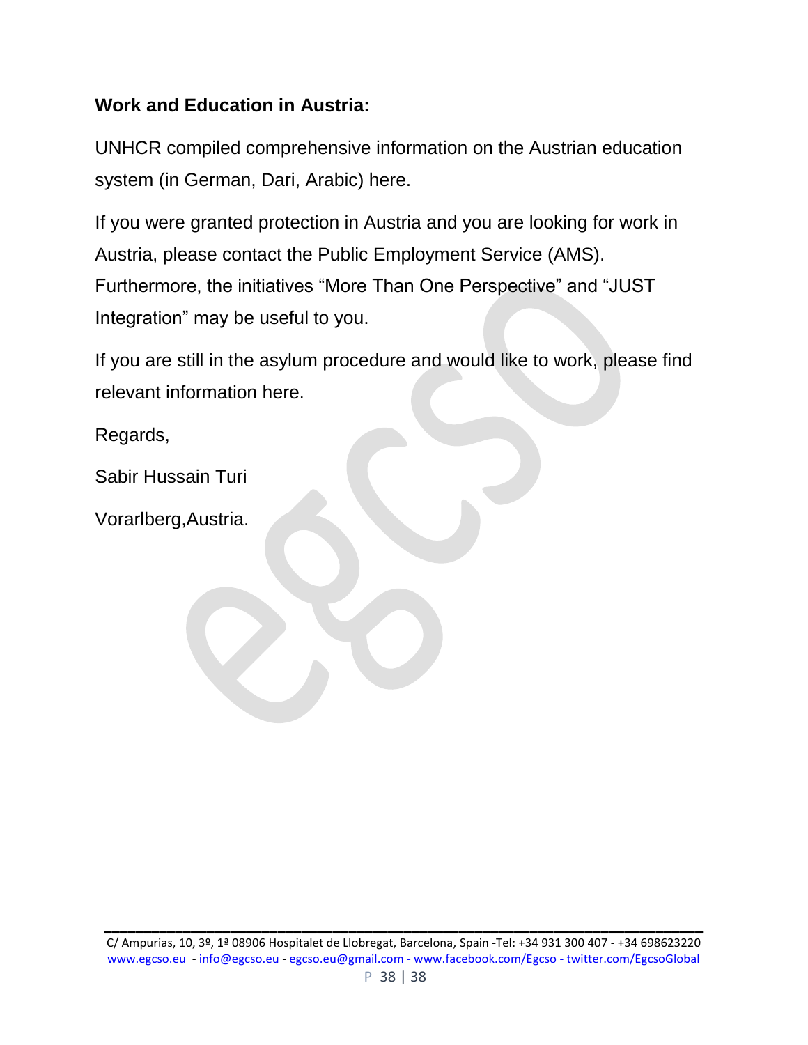**Work and Education in Austria:**

UNHCR compiled comprehensive information on the Austrian education system (in German, Dari, Arabic) here.

If you were granted protection in Austria and you are looking for work in Austria, please contact the Public Employment Service (AMS). Furthermore, the initiatives “More Than One Perspective” and “JUST Integration” may be useful to you.

If you are still in the asylum procedure and would like to work, please find relevant information here.

Regards,

Sabir Hussain Turi

Vorarlberg,Austria.